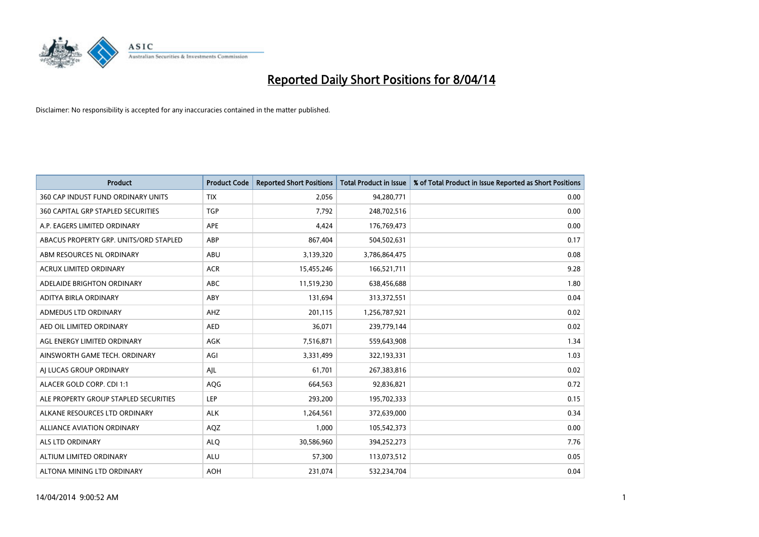# Reported Daily Short Positions for 8/04/14

Disclaimer: No responsibility is accepted for any inaccuracies contained in the matter published.

| Product | Product Code | Reported Short Positions | Total Product in Issue | % of Total Product in Issue Reported as Short Positions |
|---|---|---|---|---|
| 360 CAP INDUST FUND ORDINARY UNITS | TIX | 2,056 | 94,280,771 | 0.00 |
| 360 CAPITAL GRP STAPLED SECURITIES | TGP | 7,792 | 248,702,516 | 0.00 |
| A.P. EAGERS LIMITED ORDINARY | APE | 4,424 | 176,769,473 | 0.00 |
| ABACUS PROPERTY GRP. UNITS/ORD STAPLED | ABP | 867,404 | 504,502,631 | 0.17 |
| ABM RESOURCES NL ORDINARY | ABU | 3,139,320 | 3,786,864,475 | 0.08 |
| ACRUX LIMITED ORDINARY | ACR | 15,455,246 | 166,521,711 | 9.28 |
| ADELAIDE BRIGHTON ORDINARY | ABC | 11,519,230 | 638,456,688 | 1.80 |
| ADITYA BIRLA ORDINARY | ABY | 131,694 | 313,372,551 | 0.04 |
| ADMEDUS LTD ORDINARY | AHZ | 201,115 | 1,256,787,921 | 0.02 |
| AED OIL LIMITED ORDINARY | AED | 36,071 | 239,779,144 | 0.02 |
| AGL ENERGY LIMITED ORDINARY | AGK | 7,516,871 | 559,643,908 | 1.34 |
| AINSWORTH GAME TECH. ORDINARY | AGI | 3,331,499 | 322,193,331 | 1.03 |
| AJ LUCAS GROUP ORDINARY | AJL | 61,701 | 267,383,816 | 0.02 |
| ALACER GOLD CORP. CDI 1:1 | AQG | 664,563 | 92,836,821 | 0.72 |
| ALE PROPERTY GROUP STAPLED SECURITIES | LEP | 293,200 | 195,702,333 | 0.15 |
| ALKANE RESOURCES LTD ORDINARY | ALK | 1,264,561 | 372,639,000 | 0.34 |
| ALLIANCE AVIATION ORDINARY | AQZ | 1,000 | 105,542,373 | 0.00 |
| ALS LTD ORDINARY | ALQ | 30,586,960 | 394,252,273 | 7.76 |
| ALTIUM LIMITED ORDINARY | ALU | 57,300 | 113,073,512 | 0.05 |
| ALTONA MINING LTD ORDINARY | AOH | 231,074 | 532,234,704 | 0.04 |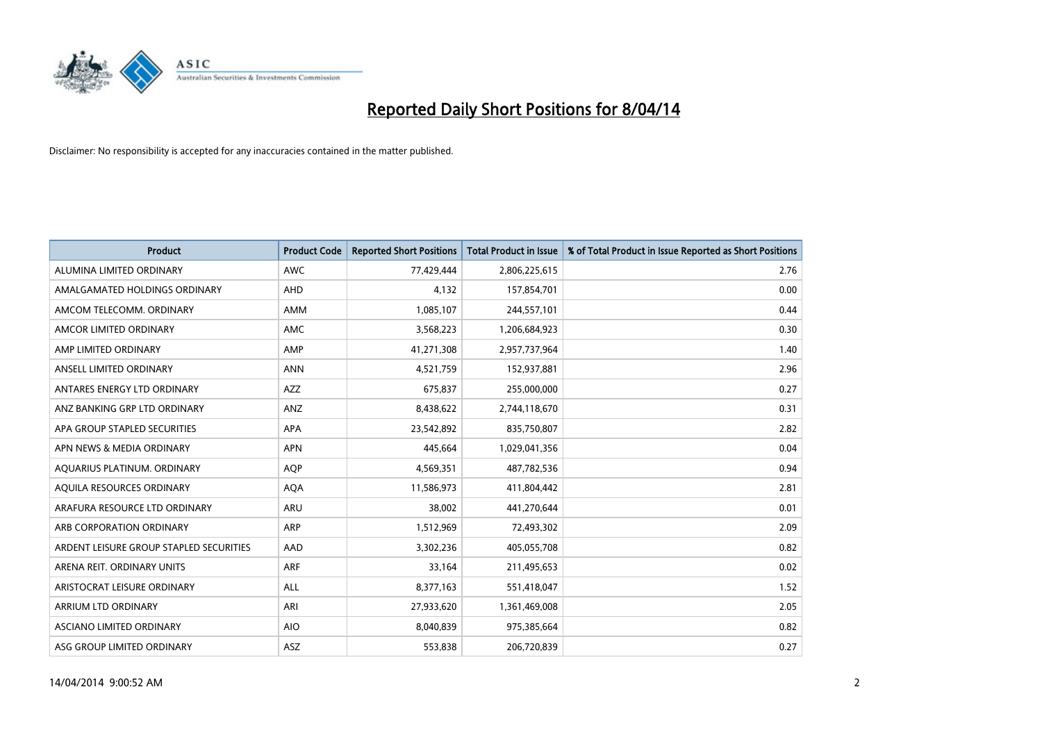# Reported Daily Short Positions for 8/04/14

Disclaimer: No responsibility is accepted for any inaccuracies contained in the matter published.

| Product | Product Code | Reported Short Positions | Total Product in Issue | % of Total Product in Issue Reported as Short Positions |
|---|---|---|---|---|
| ALUMINA LIMITED ORDINARY | AWC | 77,429,444 | 2,806,225,615 | 2.76 |
| AMALGAMATED HOLDINGS ORDINARY | AHD | 4,132 | 157,854,701 | 0.00 |
| AMCOM TELECOMM. ORDINARY | AMM | 1,085,107 | 244,557,101 | 0.44 |
| AMCOR LIMITED ORDINARY | AMC | 3,568,223 | 1,206,684,923 | 0.30 |
| AMP LIMITED ORDINARY | AMP | 41,271,308 | 2,957,737,964 | 1.40 |
| ANSELL LIMITED ORDINARY | ANN | 4,521,759 | 152,937,881 | 2.96 |
| ANTARES ENERGY LTD ORDINARY | AZZ | 675,837 | 255,000,000 | 0.27 |
| ANZ BANKING GRP LTD ORDINARY | ANZ | 8,438,622 | 2,744,118,670 | 0.31 |
| APA GROUP STAPLED SECURITIES | APA | 23,542,892 | 835,750,807 | 2.82 |
| APN NEWS & MEDIA ORDINARY | APN | 445,664 | 1,029,041,356 | 0.04 |
| AQUARIUS PLATINUM. ORDINARY | AQP | 4,569,351 | 487,782,536 | 0.94 |
| AQUILA RESOURCES ORDINARY | AQA | 11,586,973 | 411,804,442 | 2.81 |
| ARAFURA RESOURCE LTD ORDINARY | ARU | 38,002 | 441,270,644 | 0.01 |
| ARB CORPORATION ORDINARY | ARP | 1,512,969 | 72,493,302 | 2.09 |
| ARDENT LEISURE GROUP STAPLED SECURITIES | AAD | 3,302,236 | 405,055,708 | 0.82 |
| ARENA REIT. ORDINARY UNITS | ARF | 33,164 | 211,495,653 | 0.02 |
| ARISTOCRAT LEISURE ORDINARY | ALL | 8,377,163 | 551,418,047 | 1.52 |
| ARRIUM LTD ORDINARY | ARI | 27,933,620 | 1,361,469,008 | 2.05 |
| ASCIANO LIMITED ORDINARY | AIO | 8,040,839 | 975,385,664 | 0.82 |
| ASG GROUP LIMITED ORDINARY | ASZ | 553,838 | 206,720,839 | 0.27 |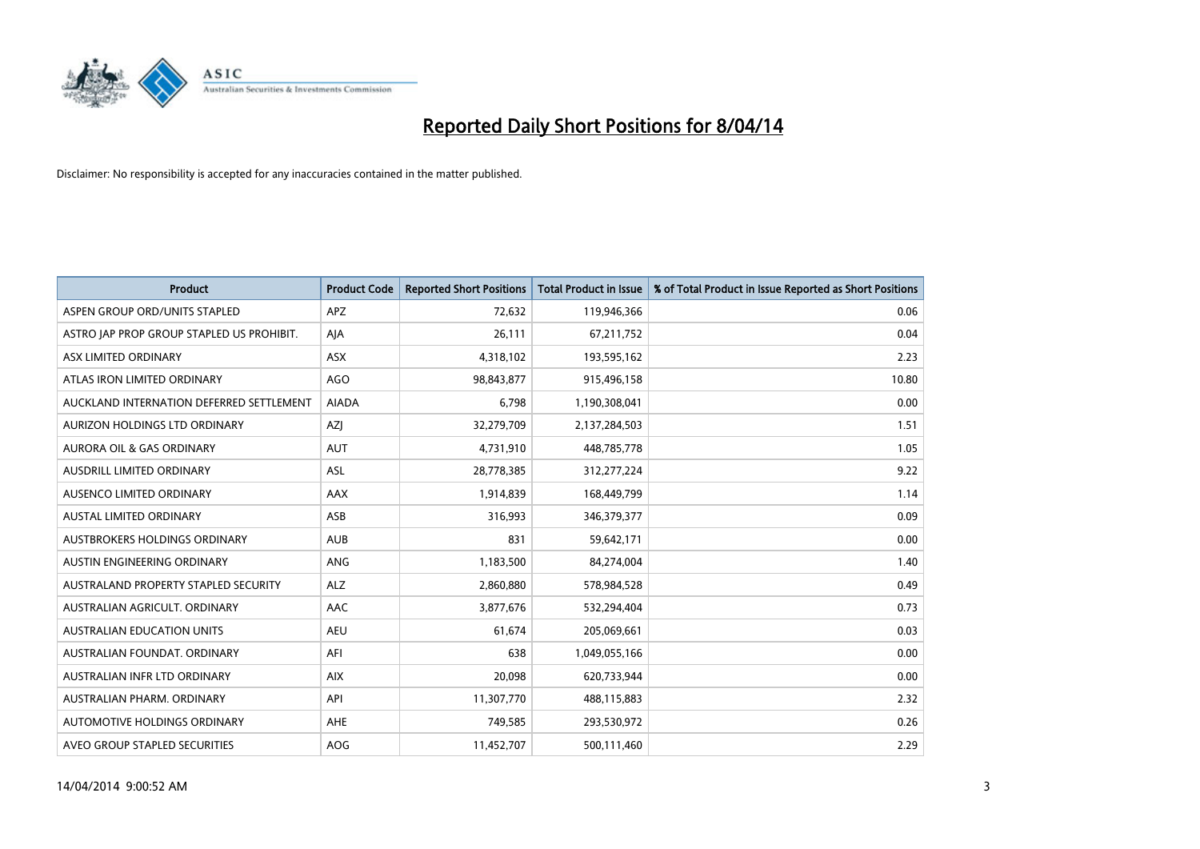# Reported Daily Short Positions for 8/04/14

Disclaimer: No responsibility is accepted for any inaccuracies contained in the matter published.

| Product | Product Code | Reported Short Positions | Total Product in Issue | % of Total Product in Issue Reported as Short Positions |
|---|---|---|---|---|
| ASPEN GROUP ORD/UNITS STAPLED | APZ | 72,632 | 119,946,366 | 0.06 |
| ASTRO JAP PROP GROUP STAPLED US PROHIBIT. | AJA | 26,111 | 67,211,752 | 0.04 |
| ASX LIMITED ORDINARY | ASX | 4,318,102 | 193,595,162 | 2.23 |
| ATLAS IRON LIMITED ORDINARY | AGO | 98,843,877 | 915,496,158 | 10.80 |
| AUCKLAND INTERNATION DEFERRED SETTLEMENT | AIADA | 6,798 | 1,190,308,041 | 0.00 |
| AURIZON HOLDINGS LTD ORDINARY | AZJ | 32,279,709 | 2,137,284,503 | 1.51 |
| AURORA OIL & GAS ORDINARY | AUT | 4,731,910 | 448,785,778 | 1.05 |
| AUSDRILL LIMITED ORDINARY | ASL | 28,778,385 | 312,277,224 | 9.22 |
| AUSENCO LIMITED ORDINARY | AAX | 1,914,839 | 168,449,799 | 1.14 |
| AUSTAL LIMITED ORDINARY | ASB | 316,993 | 346,379,377 | 0.09 |
| AUSTBROKERS HOLDINGS ORDINARY | AUB | 831 | 59,642,171 | 0.00 |
| AUSTIN ENGINEERING ORDINARY | ANG | 1,183,500 | 84,274,004 | 1.40 |
| AUSTRALAND PROPERTY STAPLED SECURITY | ALZ | 2,860,880 | 578,984,528 | 0.49 |
| AUSTRALIAN AGRICULT. ORDINARY | AAC | 3,877,676 | 532,294,404 | 0.73 |
| AUSTRALIAN EDUCATION UNITS | AEU | 61,674 | 205,069,661 | 0.03 |
| AUSTRALIAN FOUNDAT. ORDINARY | AFI | 638 | 1,049,055,166 | 0.00 |
| AUSTRALIAN INFR LTD ORDINARY | AIX | 20,098 | 620,733,944 | 0.00 |
| AUSTRALIAN PHARM. ORDINARY | API | 11,307,770 | 488,115,883 | 2.32 |
| AUTOMOTIVE HOLDINGS ORDINARY | AHE | 749,585 | 293,530,972 | 0.26 |
| AVEO GROUP STAPLED SECURITIES | AOG | 11,452,707 | 500,111,460 | 2.29 |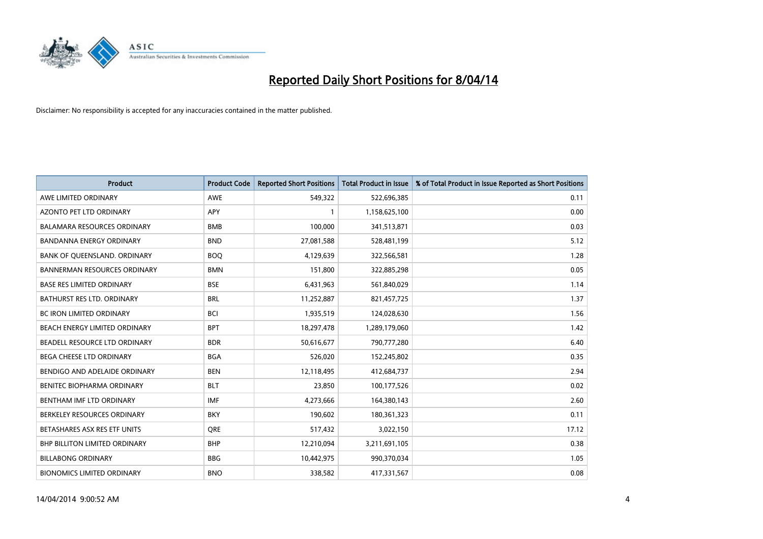# Reported Daily Short Positions for 8/04/14

Disclaimer: No responsibility is accepted for any inaccuracies contained in the matter published.

| Product | Product Code | Reported Short Positions | Total Product in Issue | % of Total Product in Issue Reported as Short Positions |
|---|---|---|---|---|
| AWE LIMITED ORDINARY | AWE | 549,322 | 522,696,385 | 0.11 |
| AZONTO PET LTD ORDINARY | APY | 1 | 1,158,625,100 | 0.00 |
| BALAMARA RESOURCES ORDINARY | BMB | 100,000 | 341,513,871 | 0.03 |
| BANDANNA ENERGY ORDINARY | BND | 27,081,588 | 528,481,199 | 5.12 |
| BANK OF QUEENSLAND. ORDINARY | BOQ | 4,129,639 | 322,566,581 | 1.28 |
| BANNERMAN RESOURCES ORDINARY | BMN | 151,800 | 322,885,298 | 0.05 |
| BASE RES LIMITED ORDINARY | BSE | 6,431,963 | 561,840,029 | 1.14 |
| BATHURST RES LTD. ORDINARY | BRL | 11,252,887 | 821,457,725 | 1.37 |
| BC IRON LIMITED ORDINARY | BCI | 1,935,519 | 124,028,630 | 1.56 |
| BEACH ENERGY LIMITED ORDINARY | BPT | 18,297,478 | 1,289,179,060 | 1.42 |
| BEADELL RESOURCE LTD ORDINARY | BDR | 50,616,677 | 790,777,280 | 6.40 |
| BEGA CHEESE LTD ORDINARY | BGA | 526,020 | 152,245,802 | 0.35 |
| BENDIGO AND ADELAIDE ORDINARY | BEN | 12,118,495 | 412,684,737 | 2.94 |
| BENITEC BIOPHARMA ORDINARY | BLT | 23,850 | 100,177,526 | 0.02 |
| BENTHAM IMF LTD ORDINARY | IMF | 4,273,666 | 164,380,143 | 2.60 |
| BERKELEY RESOURCES ORDINARY | BKY | 190,602 | 180,361,323 | 0.11 |
| BETASHARES ASX RES ETF UNITS | QRE | 517,432 | 3,022,150 | 17.12 |
| BHP BILLITON LIMITED ORDINARY | BHP | 12,210,094 | 3,211,691,105 | 0.38 |
| BILLABONG ORDINARY | BBG | 10,442,975 | 990,370,034 | 1.05 |
| BIONOMICS LIMITED ORDINARY | BNO | 338,582 | 417,331,567 | 0.08 |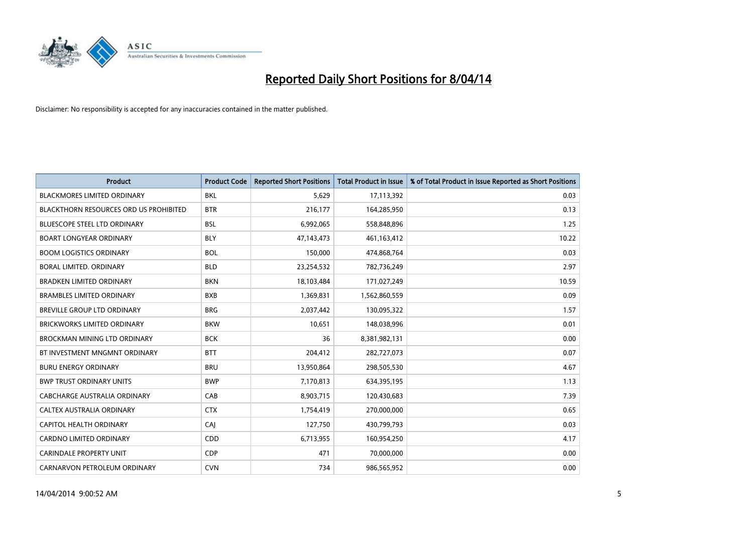# Reported Daily Short Positions for 8/04/14

Disclaimer: No responsibility is accepted for any inaccuracies contained in the matter published.

| Product | Product Code | Reported Short Positions | Total Product in Issue | % of Total Product in Issue Reported as Short Positions |
|---|---|---|---|---|
| BLACKMORES LIMITED ORDINARY | BKL | 5,629 | 17,113,392 | 0.03 |
| BLACKTHORN RESOURCES ORD US PROHIBITED | BTR | 216,177 | 164,285,950 | 0.13 |
| BLUESCOPE STEEL LTD ORDINARY | BSL | 6,992,065 | 558,848,896 | 1.25 |
| BOART LONGYEAR ORDINARY | BLY | 47,143,473 | 461,163,412 | 10.22 |
| BOOM LOGISTICS ORDINARY | BOL | 150,000 | 474,868,764 | 0.03 |
| BORAL LIMITED. ORDINARY | BLD | 23,254,532 | 782,736,249 | 2.97 |
| BRADKEN LIMITED ORDINARY | BKN | 18,103,484 | 171,027,249 | 10.59 |
| BRAMBLES LIMITED ORDINARY | BXB | 1,369,831 | 1,562,860,559 | 0.09 |
| BREVILLE GROUP LTD ORDINARY | BRG | 2,037,442 | 130,095,322 | 1.57 |
| BRICKWORKS LIMITED ORDINARY | BKW | 10,651 | 148,038,996 | 0.01 |
| BROCKMAN MINING LTD ORDINARY | BCK | 36 | 8,381,982,131 | 0.00 |
| BT INVESTMENT MNGMNT ORDINARY | BTT | 204,412 | 282,727,073 | 0.07 |
| BURU ENERGY ORDINARY | BRU | 13,950,864 | 298,505,530 | 4.67 |
| BWP TRUST ORDINARY UNITS | BWP | 7,170,813 | 634,395,195 | 1.13 |
| CABCHARGE AUSTRALIA ORDINARY | CAB | 8,903,715 | 120,430,683 | 7.39 |
| CALTEX AUSTRALIA ORDINARY | CTX | 1,754,419 | 270,000,000 | 0.65 |
| CAPITOL HEALTH ORDINARY | CAJ | 127,750 | 430,799,793 | 0.03 |
| CARDNO LIMITED ORDINARY | CDD | 6,713,955 | 160,954,250 | 4.17 |
| CARINDALE PROPERTY UNIT | CDP | 471 | 70,000,000 | 0.00 |
| CARNARVON PETROLEUM ORDINARY | CVN | 734 | 986,565,952 | 0.00 |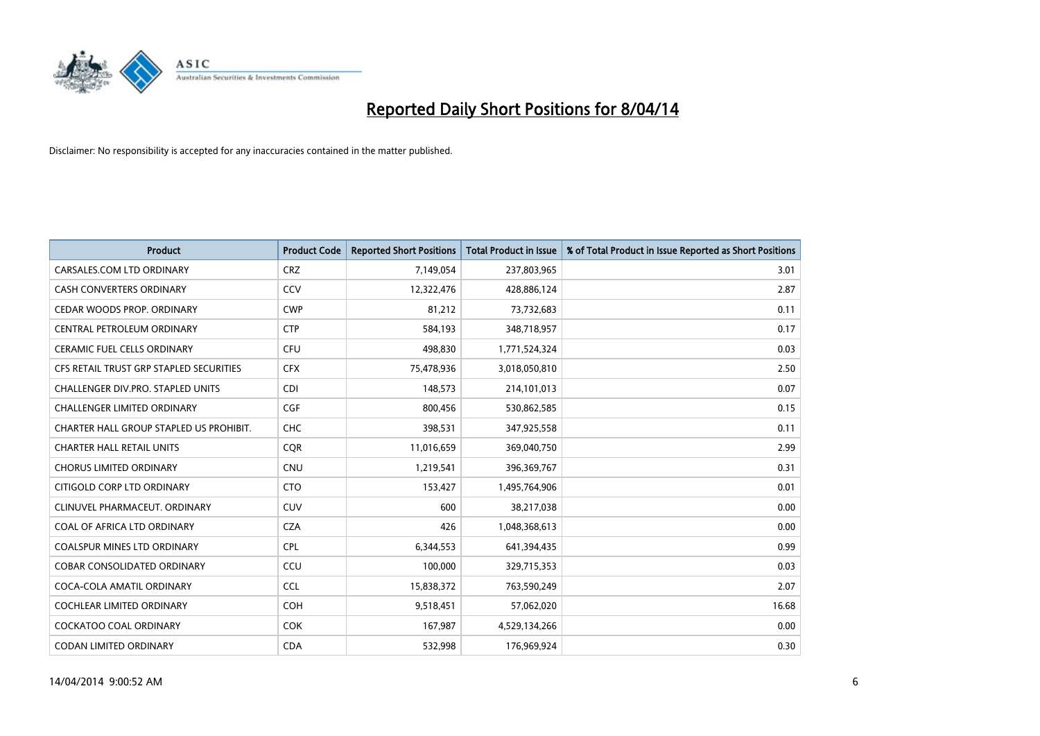# Reported Daily Short Positions for 8/04/14

Disclaimer: No responsibility is accepted for any inaccuracies contained in the matter published.

| Product | Product Code | Reported Short Positions | Total Product in Issue | % of Total Product in Issue Reported as Short Positions |
|---|---|---|---|---|
| CARSALES.COM LTD ORDINARY | CRZ | 7,149,054 | 237,803,965 | 3.01 |
| CASH CONVERTERS ORDINARY | CCV | 12,322,476 | 428,886,124 | 2.87 |
| CEDAR WOODS PROP. ORDINARY | CWP | 81,212 | 73,732,683 | 0.11 |
| CENTRAL PETROLEUM ORDINARY | CTP | 584,193 | 348,718,957 | 0.17 |
| CERAMIC FUEL CELLS ORDINARY | CFU | 498,830 | 1,771,524,324 | 0.03 |
| CFS RETAIL TRUST GRP STAPLED SECURITIES | CFX | 75,478,936 | 3,018,050,810 | 2.50 |
| CHALLENGER DIV.PRO. STAPLED UNITS | CDI | 148,573 | 214,101,013 | 0.07 |
| CHALLENGER LIMITED ORDINARY | CGF | 800,456 | 530,862,585 | 0.15 |
| CHARTER HALL GROUP STAPLED US PROHIBIT. | CHC | 398,531 | 347,925,558 | 0.11 |
| CHARTER HALL RETAIL UNITS | CQR | 11,016,659 | 369,040,750 | 2.99 |
| CHORUS LIMITED ORDINARY | CNU | 1,219,541 | 396,369,767 | 0.31 |
| CITIGOLD CORP LTD ORDINARY | CTO | 153,427 | 1,495,764,906 | 0.01 |
| CLINUVEL PHARMACEUT. ORDINARY | CUV | 600 | 38,217,038 | 0.00 |
| COAL OF AFRICA LTD ORDINARY | CZA | 426 | 1,048,368,613 | 0.00 |
| COALSPUR MINES LTD ORDINARY | CPL | 6,344,553 | 641,394,435 | 0.99 |
| COBAR CONSOLIDATED ORDINARY | CCU | 100,000 | 329,715,353 | 0.03 |
| COCA-COLA AMATIL ORDINARY | CCL | 15,838,372 | 763,590,249 | 2.07 |
| COCHLEAR LIMITED ORDINARY | COH | 9,518,451 | 57,062,020 | 16.68 |
| COCKATOO COAL ORDINARY | COK | 167,987 | 4,529,134,266 | 0.00 |
| CODAN LIMITED ORDINARY | CDA | 532,998 | 176,969,924 | 0.30 |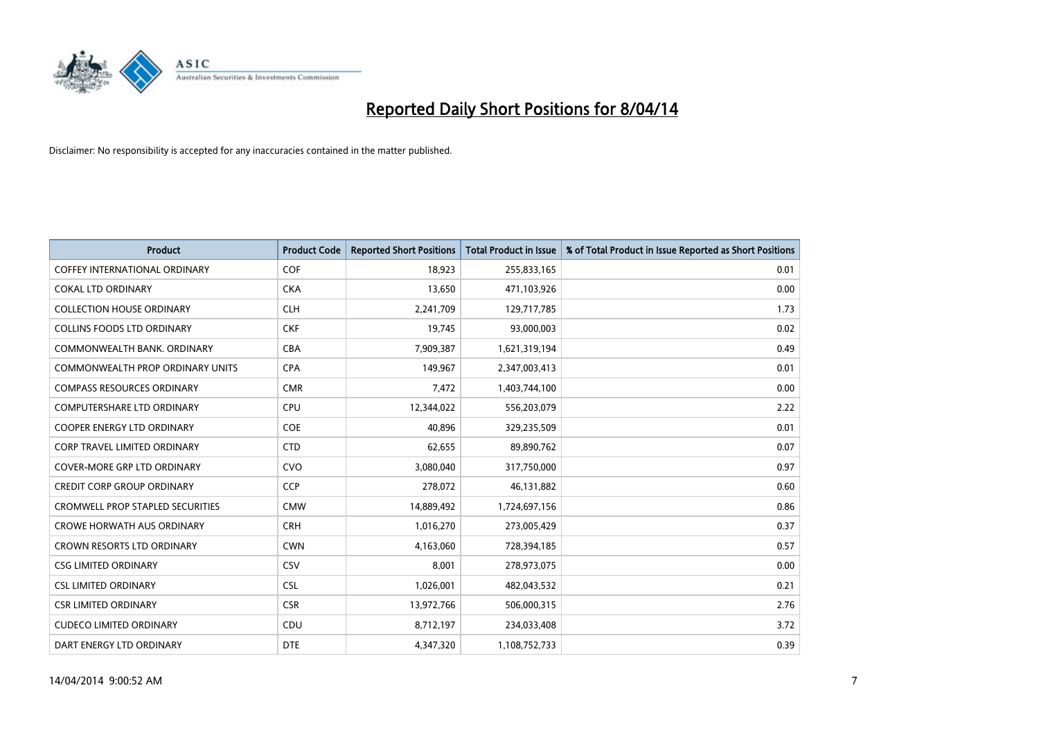# Reported Daily Short Positions for 8/04/14

Disclaimer: No responsibility is accepted for any inaccuracies contained in the matter published.

| Product | Product Code | Reported Short Positions | Total Product in Issue | % of Total Product in Issue Reported as Short Positions |
|---|---|---|---|---|
| COFFEY INTERNATIONAL ORDINARY | COF | 18,923 | 255,833,165 | 0.01 |
| COKAL LTD ORDINARY | CKA | 13,650 | 471,103,926 | 0.00 |
| COLLECTION HOUSE ORDINARY | CLH | 2,241,709 | 129,717,785 | 1.73 |
| COLLINS FOODS LTD ORDINARY | CKF | 19,745 | 93,000,003 | 0.02 |
| COMMONWEALTH BANK. ORDINARY | CBA | 7,909,387 | 1,621,319,194 | 0.49 |
| COMMONWEALTH PROP ORDINARY UNITS | CPA | 149,967 | 2,347,003,413 | 0.01 |
| COMPASS RESOURCES ORDINARY | CMR | 7,472 | 1,403,744,100 | 0.00 |
| COMPUTERSHARE LTD ORDINARY | CPU | 12,344,022 | 556,203,079 | 2.22 |
| COOPER ENERGY LTD ORDINARY | COE | 40,896 | 329,235,509 | 0.01 |
| CORP TRAVEL LIMITED ORDINARY | CTD | 62,655 | 89,890,762 | 0.07 |
| COVER-MORE GRP LTD ORDINARY | CVO | 3,080,040 | 317,750,000 | 0.97 |
| CREDIT CORP GROUP ORDINARY | CCP | 278,072 | 46,131,882 | 0.60 |
| CROMWELL PROP STAPLED SECURITIES | CMW | 14,889,492 | 1,724,697,156 | 0.86 |
| CROWE HORWATH AUS ORDINARY | CRH | 1,016,270 | 273,005,429 | 0.37 |
| CROWN RESORTS LTD ORDINARY | CWN | 4,163,060 | 728,394,185 | 0.57 |
| CSG LIMITED ORDINARY | CSV | 8,001 | 278,973,075 | 0.00 |
| CSL LIMITED ORDINARY | CSL | 1,026,001 | 482,043,532 | 0.21 |
| CSR LIMITED ORDINARY | CSR | 13,972,766 | 506,000,315 | 2.76 |
| CUDECO LIMITED ORDINARY | CDU | 8,712,197 | 234,033,408 | 3.72 |
| DART ENERGY LTD ORDINARY | DTE | 4,347,320 | 1,108,752,733 | 0.39 |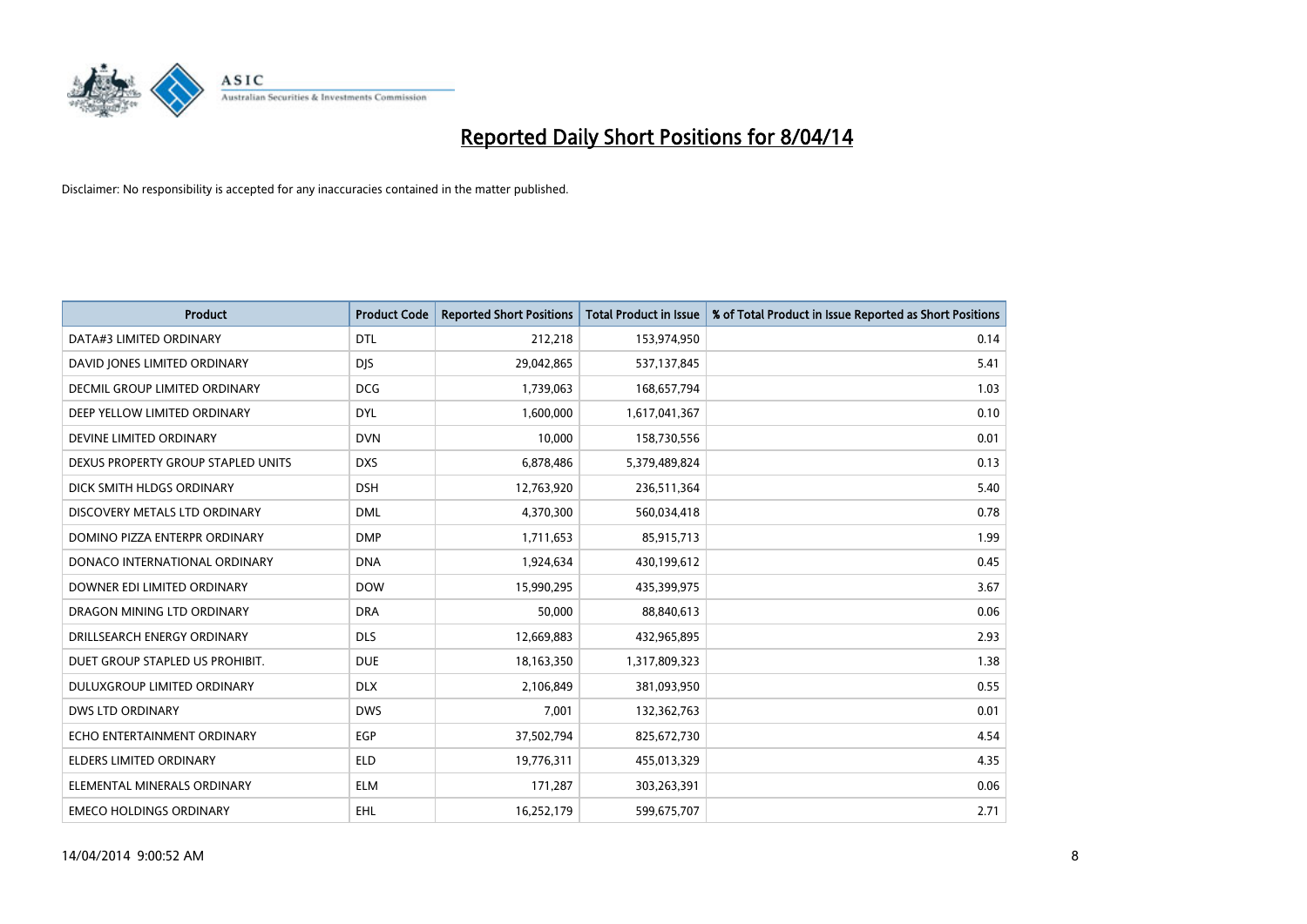# Reported Daily Short Positions for 8/04/14

Disclaimer: No responsibility is accepted for any inaccuracies contained in the matter published.

| Product | Product Code | Reported Short Positions | Total Product in Issue | % of Total Product in Issue Reported as Short Positions |
|---|---|---|---|---|
| DATA#3 LIMITED ORDINARY | DTL | 212,218 | 153,974,950 | 0.14 |
| DAVID JONES LIMITED ORDINARY | DJS | 29,042,865 | 537,137,845 | 5.41 |
| DECMIL GROUP LIMITED ORDINARY | DCG | 1,739,063 | 168,657,794 | 1.03 |
| DEEP YELLOW LIMITED ORDINARY | DYL | 1,600,000 | 1,617,041,367 | 0.10 |
| DEVINE LIMITED ORDINARY | DVN | 10,000 | 158,730,556 | 0.01 |
| DEXUS PROPERTY GROUP STAPLED UNITS | DXS | 6,878,486 | 5,379,489,824 | 0.13 |
| DICK SMITH HLDGS ORDINARY | DSH | 12,763,920 | 236,511,364 | 5.40 |
| DISCOVERY METALS LTD ORDINARY | DML | 4,370,300 | 560,034,418 | 0.78 |
| DOMINO PIZZA ENTERPR ORDINARY | DMP | 1,711,653 | 85,915,713 | 1.99 |
| DONACO INTERNATIONAL ORDINARY | DNA | 1,924,634 | 430,199,612 | 0.45 |
| DOWNER EDI LIMITED ORDINARY | DOW | 15,990,295 | 435,399,975 | 3.67 |
| DRAGON MINING LTD ORDINARY | DRA | 50,000 | 88,840,613 | 0.06 |
| DRILLSEARCH ENERGY ORDINARY | DLS | 12,669,883 | 432,965,895 | 2.93 |
| DUET GROUP STAPLED US PROHIBIT. | DUE | 18,163,350 | 1,317,809,323 | 1.38 |
| DULUXGROUP LIMITED ORDINARY | DLX | 2,106,849 | 381,093,950 | 0.55 |
| DWS LTD ORDINARY | DWS | 7,001 | 132,362,763 | 0.01 |
| ECHO ENTERTAINMENT ORDINARY | EGP | 37,502,794 | 825,672,730 | 4.54 |
| ELDERS LIMITED ORDINARY | ELD | 19,776,311 | 455,013,329 | 4.35 |
| ELEMENTAL MINERALS ORDINARY | ELM | 171,287 | 303,263,391 | 0.06 |
| EMECO HOLDINGS ORDINARY | EHL | 16,252,179 | 599,675,707 | 2.71 |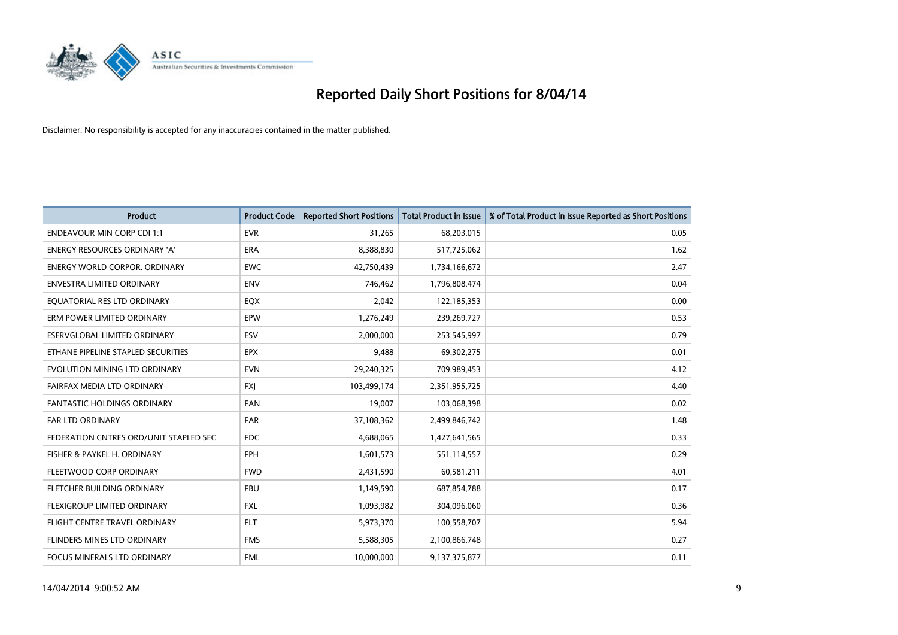# Reported Daily Short Positions for 8/04/14

Disclaimer: No responsibility is accepted for any inaccuracies contained in the matter published.

| Product | Product Code | Reported Short Positions | Total Product in Issue | % of Total Product in Issue Reported as Short Positions |
|---|---|---|---|---|
| ENDEAVOUR MIN CORP CDI 1:1 | EVR | 31,265 | 68,203,015 | 0.05 |
| ENERGY RESOURCES ORDINARY 'A' | ERA | 8,388,830 | 517,725,062 | 1.62 |
| ENERGY WORLD CORPOR. ORDINARY | EWC | 42,750,439 | 1,734,166,672 | 2.47 |
| ENVESTRA LIMITED ORDINARY | ENV | 746,462 | 1,796,808,474 | 0.04 |
| EQUATORIAL RES LTD ORDINARY | EQX | 2,042 | 122,185,353 | 0.00 |
| ERM POWER LIMITED ORDINARY | EPW | 1,276,249 | 239,269,727 | 0.53 |
| ESERVGLOBAL LIMITED ORDINARY | ESV | 2,000,000 | 253,545,997 | 0.79 |
| ETHANE PIPELINE STAPLED SECURITIES | EPX | 9,488 | 69,302,275 | 0.01 |
| EVOLUTION MINING LTD ORDINARY | EVN | 29,240,325 | 709,989,453 | 4.12 |
| FAIRFAX MEDIA LTD ORDINARY | FXJ | 103,499,174 | 2,351,955,725 | 4.40 |
| FANTASTIC HOLDINGS ORDINARY | FAN | 19,007 | 103,068,398 | 0.02 |
| FAR LTD ORDINARY | FAR | 37,108,362 | 2,499,846,742 | 1.48 |
| FEDERATION CNTRES ORD/UNIT STAPLED SEC | FDC | 4,688,065 | 1,427,641,565 | 0.33 |
| FISHER & PAYKEL H. ORDINARY | FPH | 1,601,573 | 551,114,557 | 0.29 |
| FLEETWOOD CORP ORDINARY | FWD | 2,431,590 | 60,581,211 | 4.01 |
| FLETCHER BUILDING ORDINARY | FBU | 1,149,590 | 687,854,788 | 0.17 |
| FLEXIGROUP LIMITED ORDINARY | FXL | 1,093,982 | 304,096,060 | 0.36 |
| FLIGHT CENTRE TRAVEL ORDINARY | FLT | 5,973,370 | 100,558,707 | 5.94 |
| FLINDERS MINES LTD ORDINARY | FMS | 5,588,305 | 2,100,866,748 | 0.27 |
| FOCUS MINERALS LTD ORDINARY | FML | 10,000,000 | 9,137,375,877 | 0.11 |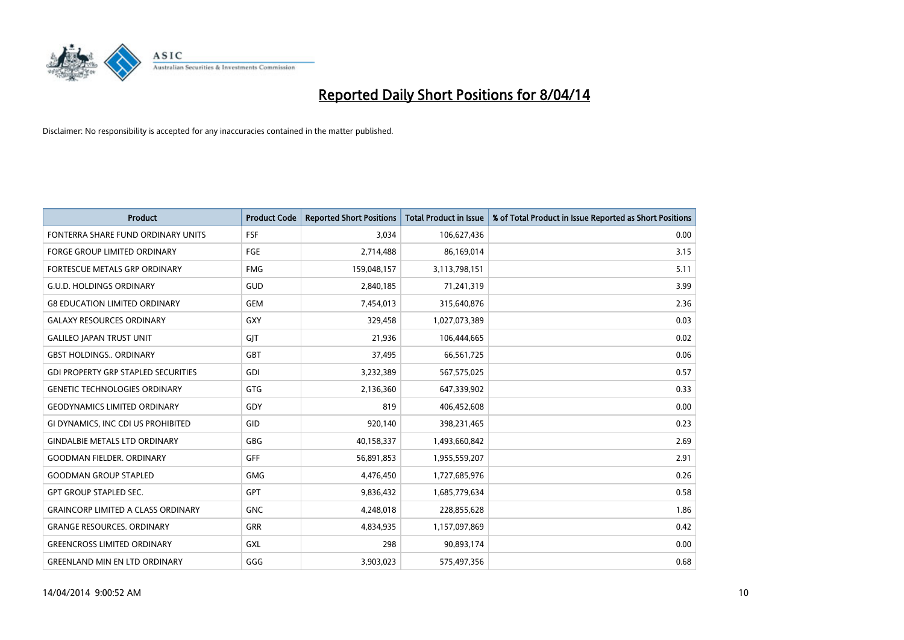# Reported Daily Short Positions for 8/04/14

Disclaimer: No responsibility is accepted for any inaccuracies contained in the matter published.

| Product | Product Code | Reported Short Positions | Total Product in Issue | % of Total Product in Issue Reported as Short Positions |
|---|---|---|---|---|
| FONTERRA SHARE FUND ORDINARY UNITS | FSF | 3,034 | 106,627,436 | 0.00 |
| FORGE GROUP LIMITED ORDINARY | FGE | 2,714,488 | 86,169,014 | 3.15 |
| FORTESCUE METALS GRP ORDINARY | FMG | 159,048,157 | 3,113,798,151 | 5.11 |
| G.U.D. HOLDINGS ORDINARY | GUD | 2,840,185 | 71,241,319 | 3.99 |
| G8 EDUCATION LIMITED ORDINARY | GEM | 7,454,013 | 315,640,876 | 2.36 |
| GALAXY RESOURCES ORDINARY | GXY | 329,458 | 1,027,073,389 | 0.03 |
| GALILEO JAPAN TRUST UNIT | GJT | 21,936 | 106,444,665 | 0.02 |
| GBST HOLDINGS.. ORDINARY | GBT | 37,495 | 66,561,725 | 0.06 |
| GDI PROPERTY GRP STAPLED SECURITIES | GDI | 3,232,389 | 567,575,025 | 0.57 |
| GENETIC TECHNOLOGIES ORDINARY | GTG | 2,136,360 | 647,339,902 | 0.33 |
| GEODYNAMICS LIMITED ORDINARY | GDY | 819 | 406,452,608 | 0.00 |
| GI DYNAMICS, INC CDI US PROHIBITED | GID | 920,140 | 398,231,465 | 0.23 |
| GINDALBIE METALS LTD ORDINARY | GBG | 40,158,337 | 1,493,660,842 | 2.69 |
| GOODMAN FIELDER. ORDINARY | GFF | 56,891,853 | 1,955,559,207 | 2.91 |
| GOODMAN GROUP STAPLED | GMG | 4,476,450 | 1,727,685,976 | 0.26 |
| GPT GROUP STAPLED SEC. | GPT | 9,836,432 | 1,685,779,634 | 0.58 |
| GRAINCORP LIMITED A CLASS ORDINARY | GNC | 4,248,018 | 228,855,628 | 1.86 |
| GRANGE RESOURCES. ORDINARY | GRR | 4,834,935 | 1,157,097,869 | 0.42 |
| GREENCROSS LIMITED ORDINARY | GXL | 298 | 90,893,174 | 0.00 |
| GREENLAND MIN EN LTD ORDINARY | GGG | 3,903,023 | 575,497,356 | 0.68 |

14/04/2014 9:00:52 AM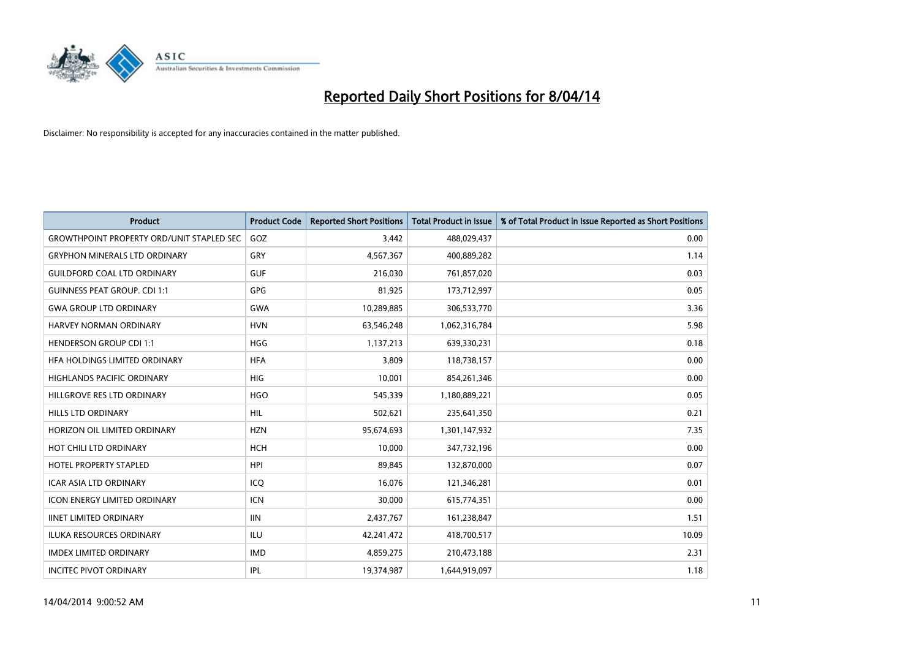# Reported Daily Short Positions for 8/04/14

Disclaimer: No responsibility is accepted for any inaccuracies contained in the matter published.

| Product | Product Code | Reported Short Positions | Total Product in Issue | % of Total Product in Issue Reported as Short Positions |
|---|---|---|---|---|
| GROWTHPOINT PROPERTY ORD/UNIT STAPLED SEC | GOZ | 3,442 | 488,029,437 | 0.00 |
| GRYPHON MINERALS LTD ORDINARY | GRY | 4,567,367 | 400,889,282 | 1.14 |
| GUILDFORD COAL LTD ORDINARY | GUF | 216,030 | 761,857,020 | 0.03 |
| GUINNESS PEAT GROUP. CDI 1:1 | GPG | 81,925 | 173,712,997 | 0.05 |
| GWA GROUP LTD ORDINARY | GWA | 10,289,885 | 306,533,770 | 3.36 |
| HARVEY NORMAN ORDINARY | HVN | 63,546,248 | 1,062,316,784 | 5.98 |
| HENDERSON GROUP CDI 1:1 | HGG | 1,137,213 | 639,330,231 | 0.18 |
| HFA HOLDINGS LIMITED ORDINARY | HFA | 3,809 | 118,738,157 | 0.00 |
| HIGHLANDS PACIFIC ORDINARY | HIG | 10,001 | 854,261,346 | 0.00 |
| HILLGROVE RES LTD ORDINARY | HGO | 545,339 | 1,180,889,221 | 0.05 |
| HILLS LTD ORDINARY | HIL | 502,621 | 235,641,350 | 0.21 |
| HORIZON OIL LIMITED ORDINARY | HZN | 95,674,693 | 1,301,147,932 | 7.35 |
| HOT CHILI LTD ORDINARY | HCH | 10,000 | 347,732,196 | 0.00 |
| HOTEL PROPERTY STAPLED | HPI | 89,845 | 132,870,000 | 0.07 |
| ICAR ASIA LTD ORDINARY | ICQ | 16,076 | 121,346,281 | 0.01 |
| ICON ENERGY LIMITED ORDINARY | ICN | 30,000 | 615,774,351 | 0.00 |
| IINET LIMITED ORDINARY | IIN | 2,437,767 | 161,238,847 | 1.51 |
| ILUKA RESOURCES ORDINARY | ILU | 42,241,472 | 418,700,517 | 10.09 |
| IMDEX LIMITED ORDINARY | IMD | 4,859,275 | 210,473,188 | 2.31 |
| INCITEC PIVOT ORDINARY | IPL | 19,374,987 | 1,644,919,097 | 1.18 |

14/04/2014 9:00:52 AM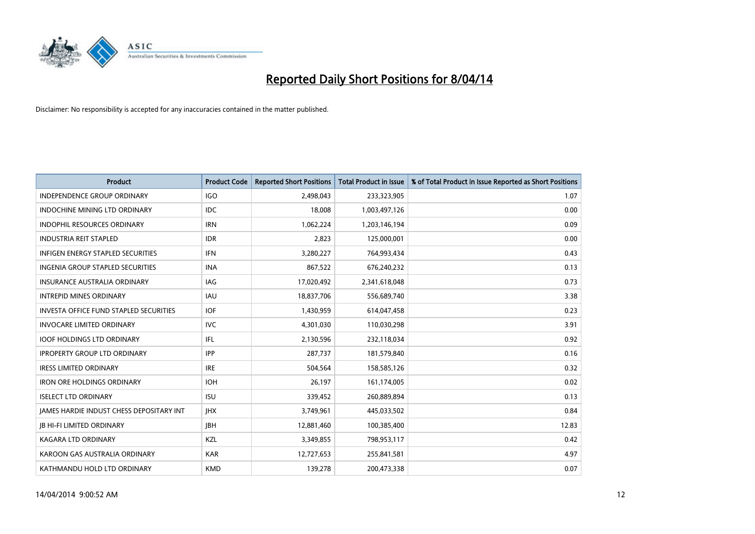# Reported Daily Short Positions for 8/04/14

Disclaimer: No responsibility is accepted for any inaccuracies contained in the matter published.

| Product | Product Code | Reported Short Positions | Total Product in Issue | % of Total Product in Issue Reported as Short Positions |
|---|---|---|---|---|
| INDEPENDENCE GROUP ORDINARY | IGO | 2,498,043 | 233,323,905 | 1.07 |
| INDOCHINE MINING LTD ORDINARY | IDC | 18,008 | 1,003,497,126 | 0.00 |
| INDOPHIL RESOURCES ORDINARY | IRN | 1,062,224 | 1,203,146,194 | 0.09 |
| INDUSTRIA REIT STAPLED | IDR | 2,823 | 125,000,001 | 0.00 |
| INFIGEN ENERGY STAPLED SECURITIES | IFN | 3,280,227 | 764,993,434 | 0.43 |
| INGENIA GROUP STAPLED SECURITIES | INA | 867,522 | 676,240,232 | 0.13 |
| INSURANCE AUSTRALIA ORDINARY | IAG | 17,020,492 | 2,341,618,048 | 0.73 |
| INTREPID MINES ORDINARY | IAU | 18,837,706 | 556,689,740 | 3.38 |
| INVESTA OFFICE FUND STAPLED SECURITIES | IOF | 1,430,959 | 614,047,458 | 0.23 |
| INVOCARE LIMITED ORDINARY | IVC | 4,301,030 | 110,030,298 | 3.91 |
| IOOF HOLDINGS LTD ORDINARY | IFL | 2,130,596 | 232,118,034 | 0.92 |
| IPROPERTY GROUP LTD ORDINARY | IPP | 287,737 | 181,579,840 | 0.16 |
| IRESS LIMITED ORDINARY | IRE | 504,564 | 158,585,126 | 0.32 |
| IRON ORE HOLDINGS ORDINARY | IOH | 26,197 | 161,174,005 | 0.02 |
| ISELECT LTD ORDINARY | ISU | 339,452 | 260,889,894 | 0.13 |
| JAMES HARDIE INDUST CHESS DEPOSITARY INT | JHX | 3,749,961 | 445,033,502 | 0.84 |
| JB HI-FI LIMITED ORDINARY | JBH | 12,881,460 | 100,385,400 | 12.83 |
| KAGARA LTD ORDINARY | KZL | 3,349,855 | 798,953,117 | 0.42 |
| KAROON GAS AUSTRALIA ORDINARY | KAR | 12,727,653 | 255,841,581 | 4.97 |
| KATHMANDU HOLD LTD ORDINARY | KMD | 139,278 | 200,473,338 | 0.07 |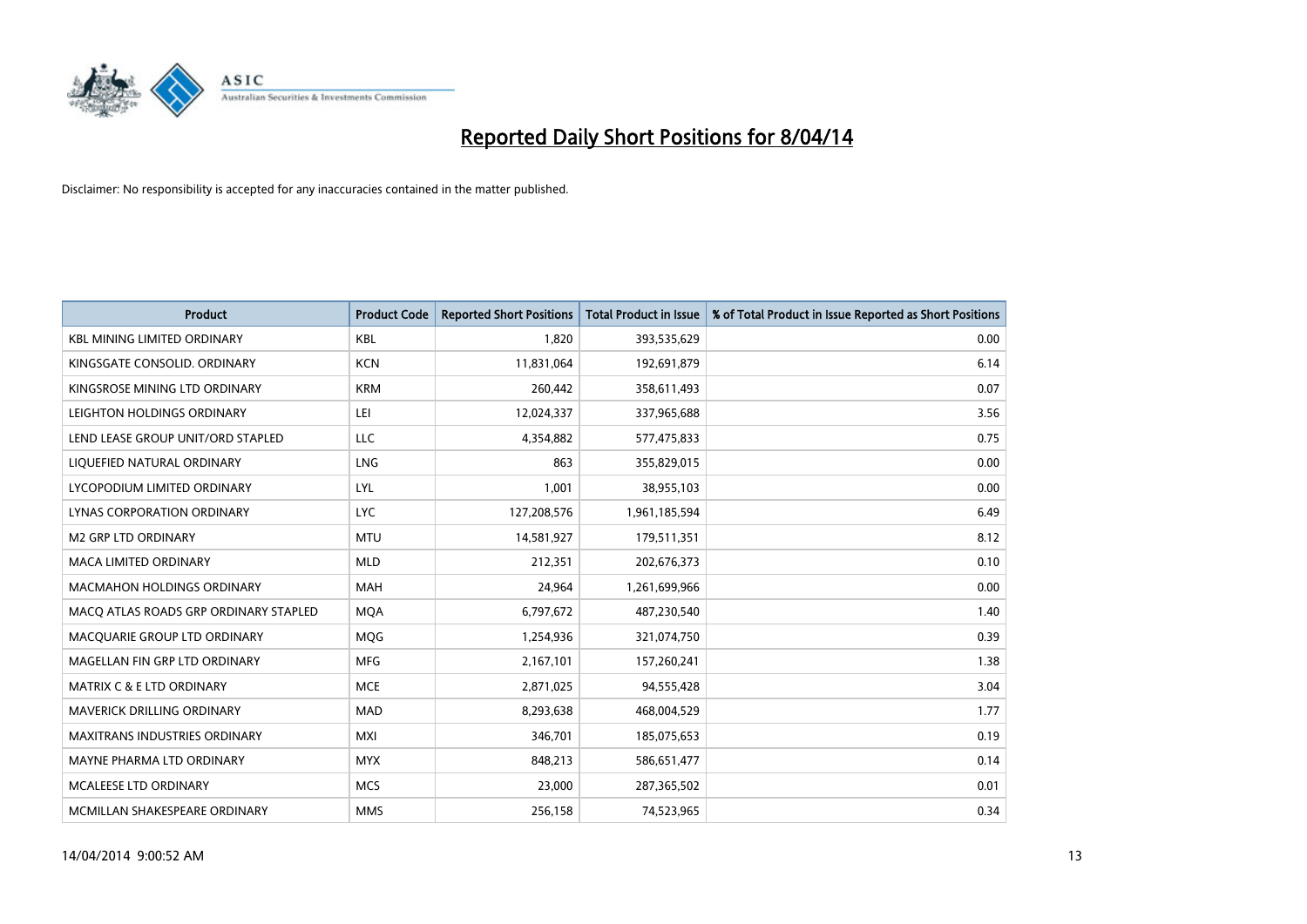# Reported Daily Short Positions for 8/04/14

Disclaimer: No responsibility is accepted for any inaccuracies contained in the matter published.

| Product | Product Code | Reported Short Positions | Total Product in Issue | % of Total Product in Issue Reported as Short Positions |
|---|---|---|---|---|
| KBL MINING LIMITED ORDINARY | KBL | 1,820 | 393,535,629 | 0.00 |
| KINGSGATE CONSOLID. ORDINARY | KCN | 11,831,064 | 192,691,879 | 6.14 |
| KINGSROSE MINING LTD ORDINARY | KRM | 260,442 | 358,611,493 | 0.07 |
| LEIGHTON HOLDINGS ORDINARY | LEI | 12,024,337 | 337,965,688 | 3.56 |
| LEND LEASE GROUP UNIT/ORD STAPLED | LLC | 4,354,882 | 577,475,833 | 0.75 |
| LIQUEFIED NATURAL ORDINARY | LNG | 863 | 355,829,015 | 0.00 |
| LYCOPODIUM LIMITED ORDINARY | LYL | 1,001 | 38,955,103 | 0.00 |
| LYNAS CORPORATION ORDINARY | LYC | 127,208,576 | 1,961,185,594 | 6.49 |
| M2 GRP LTD ORDINARY | MTU | 14,581,927 | 179,511,351 | 8.12 |
| MACA LIMITED ORDINARY | MLD | 212,351 | 202,676,373 | 0.10 |
| MACMAHON HOLDINGS ORDINARY | MAH | 24,964 | 1,261,699,966 | 0.00 |
| MACQ ATLAS ROADS GRP ORDINARY STAPLED | MQA | 6,797,672 | 487,230,540 | 1.40 |
| MACQUARIE GROUP LTD ORDINARY | MQG | 1,254,936 | 321,074,750 | 0.39 |
| MAGELLAN FIN GRP LTD ORDINARY | MFG | 2,167,101 | 157,260,241 | 1.38 |
| MATRIX C & E LTD ORDINARY | MCE | 2,871,025 | 94,555,428 | 3.04 |
| MAVERICK DRILLING ORDINARY | MAD | 8,293,638 | 468,004,529 | 1.77 |
| MAXITRANS INDUSTRIES ORDINARY | MXI | 346,701 | 185,075,653 | 0.19 |
| MAYNE PHARMA LTD ORDINARY | MYX | 848,213 | 586,651,477 | 0.14 |
| MCALEESE LTD ORDINARY | MCS | 23,000 | 287,365,502 | 0.01 |
| MCMILLAN SHAKESPEARE ORDINARY | MMS | 256,158 | 74,523,965 | 0.34 |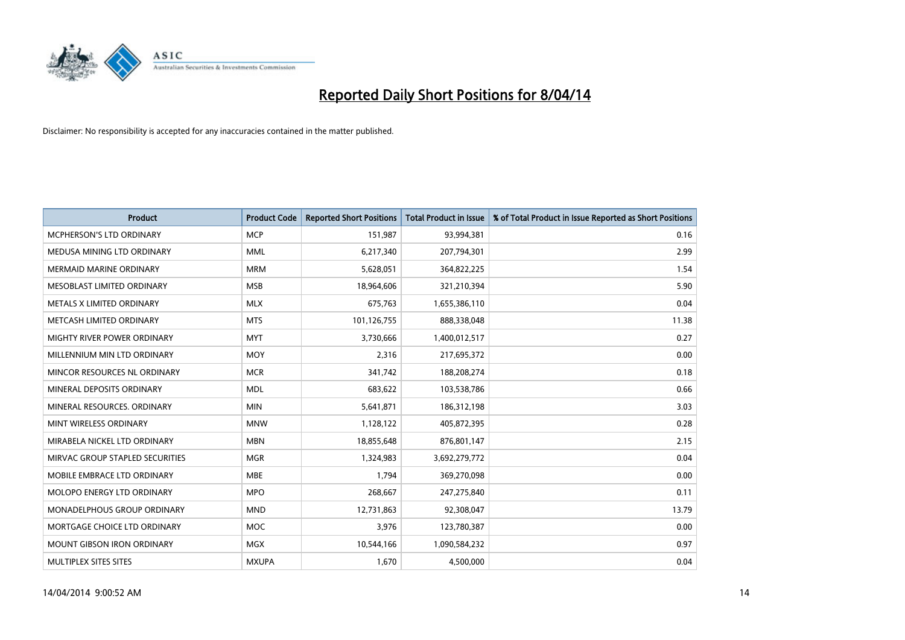# Reported Daily Short Positions for 8/04/14

Disclaimer: No responsibility is accepted for any inaccuracies contained in the matter published.

| Product | Product Code | Reported Short Positions | Total Product in Issue | % of Total Product in Issue Reported as Short Positions |
|---|---|---|---|---|
| MCPHERSON'S LTD ORDINARY | MCP | 151,987 | 93,994,381 | 0.16 |
| MEDUSA MINING LTD ORDINARY | MML | 6,217,340 | 207,794,301 | 2.99 |
| MERMAID MARINE ORDINARY | MRM | 5,628,051 | 364,822,225 | 1.54 |
| MESOBLAST LIMITED ORDINARY | MSB | 18,964,606 | 321,210,394 | 5.90 |
| METALS X LIMITED ORDINARY | MLX | 675,763 | 1,655,386,110 | 0.04 |
| METCASH LIMITED ORDINARY | MTS | 101,126,755 | 888,338,048 | 11.38 |
| MIGHTY RIVER POWER ORDINARY | MYT | 3,730,666 | 1,400,012,517 | 0.27 |
| MILLENNIUM MIN LTD ORDINARY | MOY | 2,316 | 217,695,372 | 0.00 |
| MINCOR RESOURCES NL ORDINARY | MCR | 341,742 | 188,208,274 | 0.18 |
| MINERAL DEPOSITS ORDINARY | MDL | 683,622 | 103,538,786 | 0.66 |
| MINERAL RESOURCES. ORDINARY | MIN | 5,641,871 | 186,312,198 | 3.03 |
| MINT WIRELESS ORDINARY | MNW | 1,128,122 | 405,872,395 | 0.28 |
| MIRABELA NICKEL LTD ORDINARY | MBN | 18,855,648 | 876,801,147 | 2.15 |
| MIRVAC GROUP STAPLED SECURITIES | MGR | 1,324,983 | 3,692,279,772 | 0.04 |
| MOBILE EMBRACE LTD ORDINARY | MBE | 1,794 | 369,270,098 | 0.00 |
| MOLOPO ENERGY LTD ORDINARY | MPO | 268,667 | 247,275,840 | 0.11 |
| MONADELPHOUS GROUP ORDINARY | MND | 12,731,863 | 92,308,047 | 13.79 |
| MORTGAGE CHOICE LTD ORDINARY | MOC | 3,976 | 123,780,387 | 0.00 |
| MOUNT GIBSON IRON ORDINARY | MGX | 10,544,166 | 1,090,584,232 | 0.97 |
| MULTIPLEX SITES SITES | MXUPA | 1,670 | 4,500,000 | 0.04 |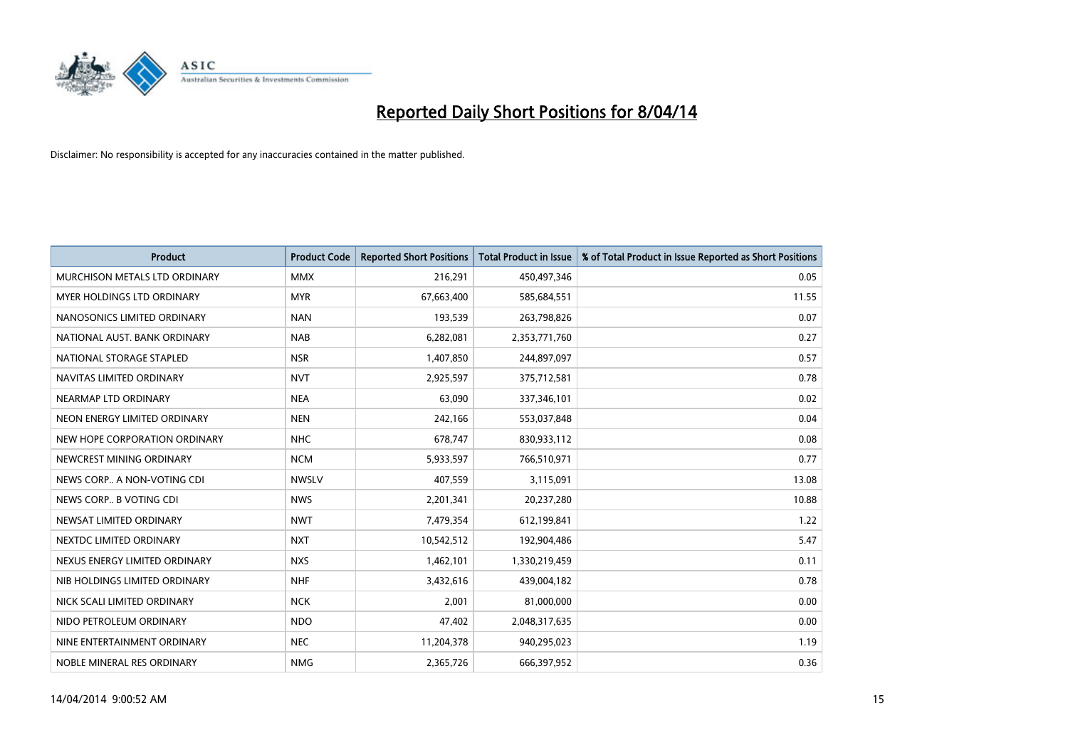# Reported Daily Short Positions for 8/04/14

Disclaimer: No responsibility is accepted for any inaccuracies contained in the matter published.

| Product | Product Code | Reported Short Positions | Total Product in Issue | % of Total Product in Issue Reported as Short Positions |
|---|---|---|---|---|
| MURCHISON METALS LTD ORDINARY | MMX | 216,291 | 450,497,346 | 0.05 |
| MYER HOLDINGS LTD ORDINARY | MYR | 67,663,400 | 585,684,551 | 11.55 |
| NANOSONICS LIMITED ORDINARY | NAN | 193,539 | 263,798,826 | 0.07 |
| NATIONAL AUST. BANK ORDINARY | NAB | 6,282,081 | 2,353,771,760 | 0.27 |
| NATIONAL STORAGE STAPLED | NSR | 1,407,850 | 244,897,097 | 0.57 |
| NAVITAS LIMITED ORDINARY | NVT | 2,925,597 | 375,712,581 | 0.78 |
| NEARMAP LTD ORDINARY | NEA | 63,090 | 337,346,101 | 0.02 |
| NEON ENERGY LIMITED ORDINARY | NEN | 242,166 | 553,037,848 | 0.04 |
| NEW HOPE CORPORATION ORDINARY | NHC | 678,747 | 830,933,112 | 0.08 |
| NEWCREST MINING ORDINARY | NCM | 5,933,597 | 766,510,971 | 0.77 |
| NEWS CORP.. A NON-VOTING CDI | NWSLV | 407,559 | 3,115,091 | 13.08 |
| NEWS CORP.. B VOTING CDI | NWS | 2,201,341 | 20,237,280 | 10.88 |
| NEWSAT LIMITED ORDINARY | NWT | 7,479,354 | 612,199,841 | 1.22 |
| NEXTDC LIMITED ORDINARY | NXT | 10,542,512 | 192,904,486 | 5.47 |
| NEXUS ENERGY LIMITED ORDINARY | NXS | 1,462,101 | 1,330,219,459 | 0.11 |
| NIB HOLDINGS LIMITED ORDINARY | NHF | 3,432,616 | 439,004,182 | 0.78 |
| NICK SCALI LIMITED ORDINARY | NCK | 2,001 | 81,000,000 | 0.00 |
| NIDO PETROLEUM ORDINARY | NDO | 47,402 | 2,048,317,635 | 0.00 |
| NINE ENTERTAINMENT ORDINARY | NEC | 11,204,378 | 940,295,023 | 1.19 |
| NOBLE MINERAL RES ORDINARY | NMG | 2,365,726 | 666,397,952 | 0.36 |

14/04/2014 9:00:52 AM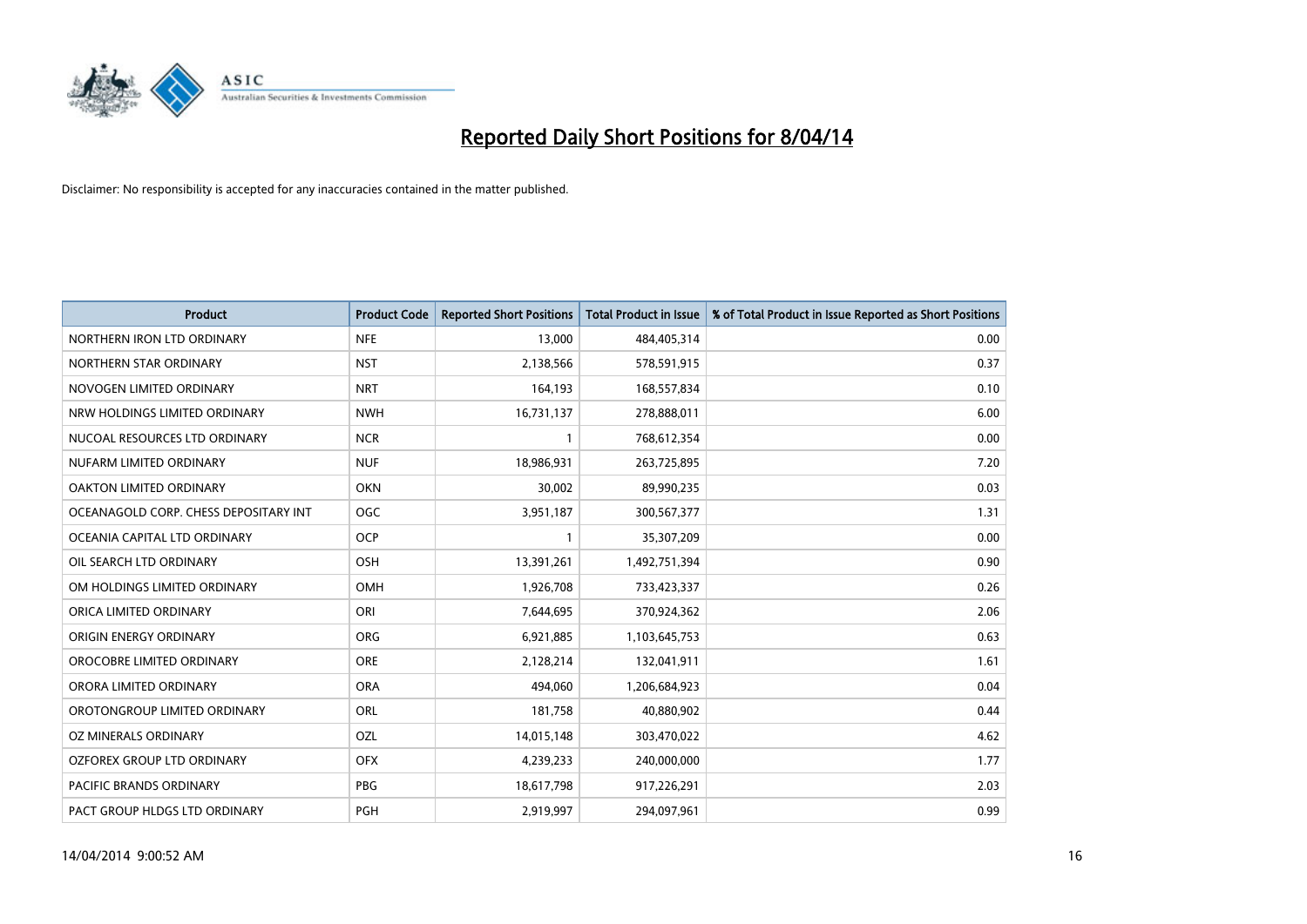# Reported Daily Short Positions for 8/04/14

Disclaimer: No responsibility is accepted for any inaccuracies contained in the matter published.

| Product | Product Code | Reported Short Positions | Total Product in Issue | % of Total Product in Issue Reported as Short Positions |
| --- | --- | --- | --- | --- |
| NORTHERN IRON LTD ORDINARY | NFE | 13,000 | 484,405,314 | 0.00 |
| NORTHERN STAR ORDINARY | NST | 2,138,566 | 578,591,915 | 0.37 |
| NOVOGEN LIMITED ORDINARY | NRT | 164,193 | 168,557,834 | 0.10 |
| NRW HOLDINGS LIMITED ORDINARY | NWH | 16,731,137 | 278,888,011 | 6.00 |
| NUCOAL RESOURCES LTD ORDINARY | NCR | 1 | 768,612,354 | 0.00 |
| NUFARM LIMITED ORDINARY | NUF | 18,986,931 | 263,725,895 | 7.20 |
| OAKTON LIMITED ORDINARY | OKN | 30,002 | 89,990,235 | 0.03 |
| OCEANAGOLD CORP. CHESS DEPOSITARY INT | OGC | 3,951,187 | 300,567,377 | 1.31 |
| OCEANIA CAPITAL LTD ORDINARY | OCP | 1 | 35,307,209 | 0.00 |
| OIL SEARCH LTD ORDINARY | OSH | 13,391,261 | 1,492,751,394 | 0.90 |
| OM HOLDINGS LIMITED ORDINARY | OMH | 1,926,708 | 733,423,337 | 0.26 |
| ORICA LIMITED ORDINARY | ORI | 7,644,695 | 370,924,362 | 2.06 |
| ORIGIN ENERGY ORDINARY | ORG | 6,921,885 | 1,103,645,753 | 0.63 |
| OROCOBRE LIMITED ORDINARY | ORE | 2,128,214 | 132,041,911 | 1.61 |
| ORORA LIMITED ORDINARY | ORA | 494,060 | 1,206,684,923 | 0.04 |
| OROTONGROUP LIMITED ORDINARY | ORL | 181,758 | 40,880,902 | 0.44 |
| OZ MINERALS ORDINARY | OZL | 14,015,148 | 303,470,022 | 4.62 |
| OZFOREX GROUP LTD ORDINARY | OFX | 4,239,233 | 240,000,000 | 1.77 |
| PACIFIC BRANDS ORDINARY | PBG | 18,617,798 | 917,226,291 | 2.03 |
| PACT GROUP HLDGS LTD ORDINARY | PGH | 2,919,997 | 294,097,961 | 0.99 |

14/04/2014 9:00:52 AM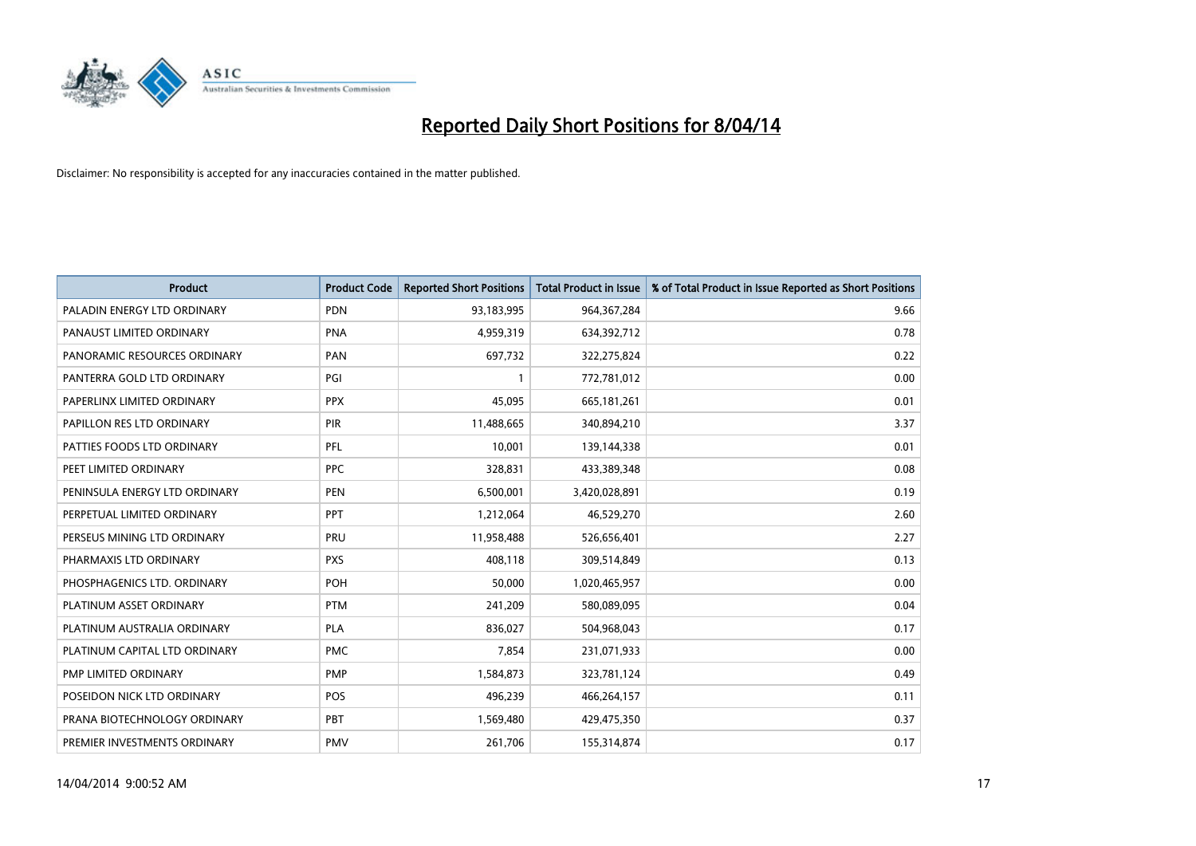# Reported Daily Short Positions for 8/04/14

Disclaimer: No responsibility is accepted for any inaccuracies contained in the matter published.

| Product | Product Code | Reported Short Positions | Total Product in Issue | % of Total Product in Issue Reported as Short Positions |
|---|---|---|---|---|
| PALADIN ENERGY LTD ORDINARY | PDN | 93,183,995 | 964,367,284 | 9.66 |
| PANAUST LIMITED ORDINARY | PNA | 4,959,319 | 634,392,712 | 0.78 |
| PANORAMIC RESOURCES ORDINARY | PAN | 697,732 | 322,275,824 | 0.22 |
| PANTERRA GOLD LTD ORDINARY | PGI | 1 | 772,781,012 | 0.00 |
| PAPERLINX LIMITED ORDINARY | PPX | 45,095 | 665,181,261 | 0.01 |
| PAPILLON RES LTD ORDINARY | PIR | 11,488,665 | 340,894,210 | 3.37 |
| PATTIES FOODS LTD ORDINARY | PFL | 10,001 | 139,144,338 | 0.01 |
| PEET LIMITED ORDINARY | PPC | 328,831 | 433,389,348 | 0.08 |
| PENINSULA ENERGY LTD ORDINARY | PEN | 6,500,001 | 3,420,028,891 | 0.19 |
| PERPETUAL LIMITED ORDINARY | PPT | 1,212,064 | 46,529,270 | 2.60 |
| PERSEUS MINING LTD ORDINARY | PRU | 11,958,488 | 526,656,401 | 2.27 |
| PHARMAXIS LTD ORDINARY | PXS | 408,118 | 309,514,849 | 0.13 |
| PHOSPHAGENICS LTD. ORDINARY | POH | 50,000 | 1,020,465,957 | 0.00 |
| PLATINUM ASSET ORDINARY | PTM | 241,209 | 580,089,095 | 0.04 |
| PLATINUM AUSTRALIA ORDINARY | PLA | 836,027 | 504,968,043 | 0.17 |
| PLATINUM CAPITAL LTD ORDINARY | PMC | 7,854 | 231,071,933 | 0.00 |
| PMP LIMITED ORDINARY | PMP | 1,584,873 | 323,781,124 | 0.49 |
| POSEIDON NICK LTD ORDINARY | POS | 496,239 | 466,264,157 | 0.11 |
| PRANA BIOTECHNOLOGY ORDINARY | PBT | 1,569,480 | 429,475,350 | 0.37 |
| PREMIER INVESTMENTS ORDINARY | PMV | 261,706 | 155,314,874 | 0.17 |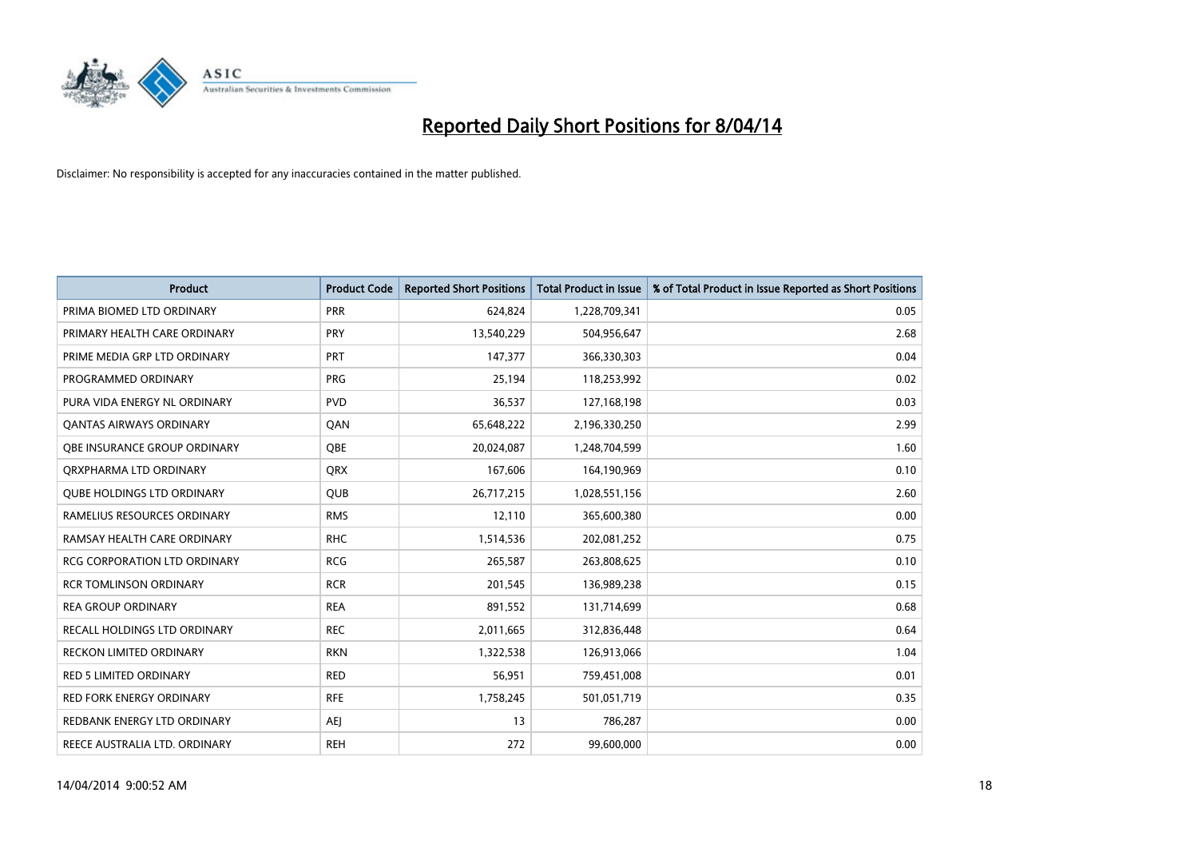# Reported Daily Short Positions for 8/04/14

Disclaimer: No responsibility is accepted for any inaccuracies contained in the matter published.

| Product | Product Code | Reported Short Positions | Total Product in Issue | % of Total Product in Issue Reported as Short Positions |
|---|---|---|---|---|
| PRIMA BIOMED LTD ORDINARY | PRR | 624,824 | 1,228,709,341 | 0.05 |
| PRIMARY HEALTH CARE ORDINARY | PRY | 13,540,229 | 504,956,647 | 2.68 |
| PRIME MEDIA GRP LTD ORDINARY | PRT | 147,377 | 366,330,303 | 0.04 |
| PROGRAMMED ORDINARY | PRG | 25,194 | 118,253,992 | 0.02 |
| PURA VIDA ENERGY NL ORDINARY | PVD | 36,537 | 127,168,198 | 0.03 |
| QANTAS AIRWAYS ORDINARY | QAN | 65,648,222 | 2,196,330,250 | 2.99 |
| QBE INSURANCE GROUP ORDINARY | QBE | 20,024,087 | 1,248,704,599 | 1.60 |
| QRXPHARMA LTD ORDINARY | QRX | 167,606 | 164,190,969 | 0.10 |
| QUBE HOLDINGS LTD ORDINARY | QUB | 26,717,215 | 1,028,551,156 | 2.60 |
| RAMELIUS RESOURCES ORDINARY | RMS | 12,110 | 365,600,380 | 0.00 |
| RAMSAY HEALTH CARE ORDINARY | RHC | 1,514,536 | 202,081,252 | 0.75 |
| RCG CORPORATION LTD ORDINARY | RCG | 265,587 | 263,808,625 | 0.10 |
| RCR TOMLINSON ORDINARY | RCR | 201,545 | 136,989,238 | 0.15 |
| REA GROUP ORDINARY | REA | 891,552 | 131,714,699 | 0.68 |
| RECALL HOLDINGS LTD ORDINARY | REC | 2,011,665 | 312,836,448 | 0.64 |
| RECKON LIMITED ORDINARY | RKN | 1,322,538 | 126,913,066 | 1.04 |
| RED 5 LIMITED ORDINARY | RED | 56,951 | 759,451,008 | 0.01 |
| RED FORK ENERGY ORDINARY | RFE | 1,758,245 | 501,051,719 | 0.35 |
| REDBANK ENERGY LTD ORDINARY | AEJ | 13 | 786,287 | 0.00 |
| REECE AUSTRALIA LTD. ORDINARY | REH | 272 | 99,600,000 | 0.00 |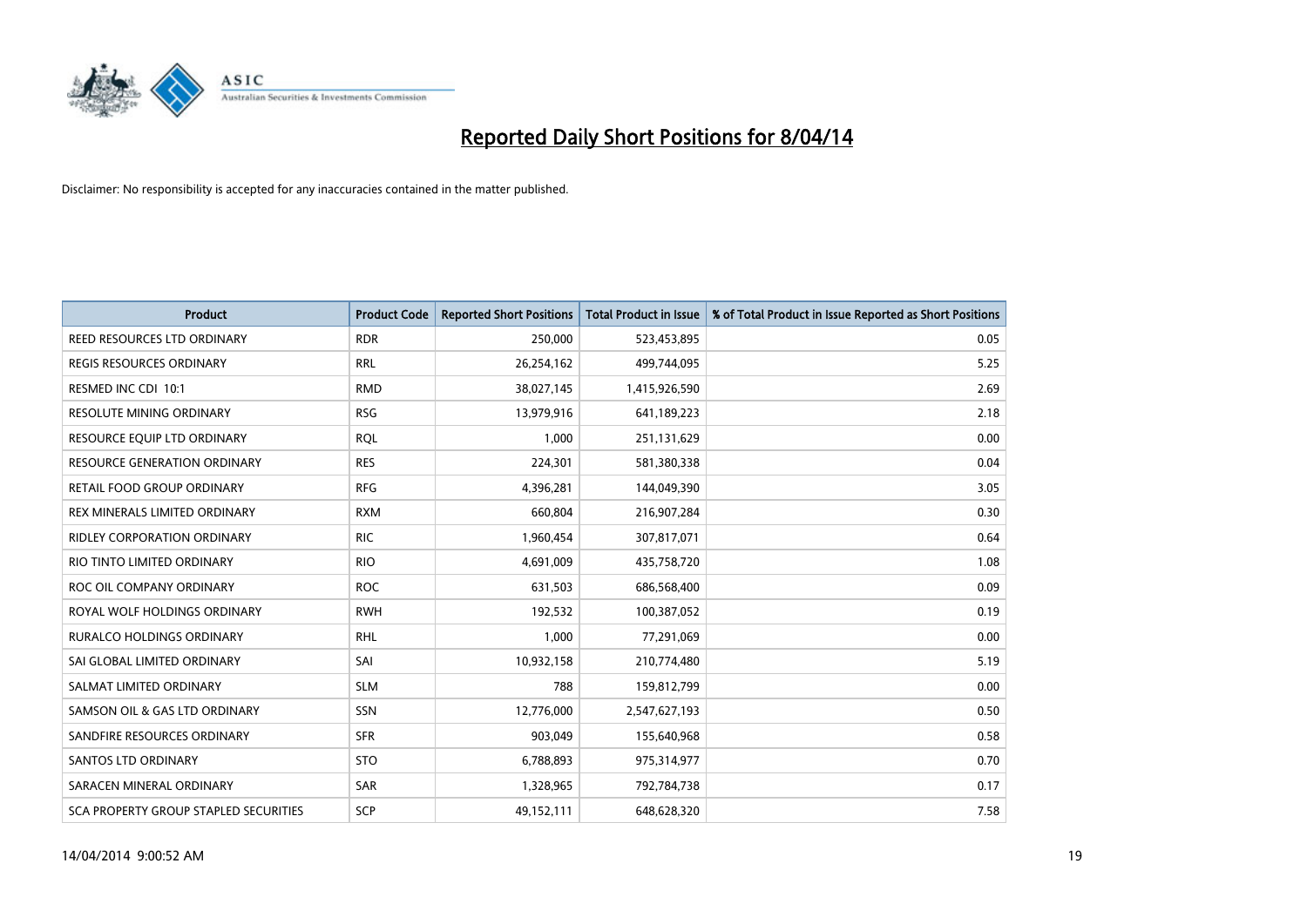# Reported Daily Short Positions for 8/04/14

Disclaimer: No responsibility is accepted for any inaccuracies contained in the matter published.

| Product | Product Code | Reported Short Positions | Total Product in Issue | % of Total Product in Issue Reported as Short Positions |
|---|---|---|---|---|
| REED RESOURCES LTD ORDINARY | RDR | 250,000 | 523,453,895 | 0.05 |
| REGIS RESOURCES ORDINARY | RRL | 26,254,162 | 499,744,095 | 5.25 |
| RESMED INC CDI 10:1 | RMD | 38,027,145 | 1,415,926,590 | 2.69 |
| RESOLUTE MINING ORDINARY | RSG | 13,979,916 | 641,189,223 | 2.18 |
| RESOURCE EQUIP LTD ORDINARY | RQL | 1,000 | 251,131,629 | 0.00 |
| RESOURCE GENERATION ORDINARY | RES | 224,301 | 581,380,338 | 0.04 |
| RETAIL FOOD GROUP ORDINARY | RFG | 4,396,281 | 144,049,390 | 3.05 |
| REX MINERALS LIMITED ORDINARY | RXM | 660,804 | 216,907,284 | 0.30 |
| RIDLEY CORPORATION ORDINARY | RIC | 1,960,454 | 307,817,071 | 0.64 |
| RIO TINTO LIMITED ORDINARY | RIO | 4,691,009 | 435,758,720 | 1.08 |
| ROC OIL COMPANY ORDINARY | ROC | 631,503 | 686,568,400 | 0.09 |
| ROYAL WOLF HOLDINGS ORDINARY | RWH | 192,532 | 100,387,052 | 0.19 |
| RURALCO HOLDINGS ORDINARY | RHL | 1,000 | 77,291,069 | 0.00 |
| SAI GLOBAL LIMITED ORDINARY | SAI | 10,932,158 | 210,774,480 | 5.19 |
| SALMAT LIMITED ORDINARY | SLM | 788 | 159,812,799 | 0.00 |
| SAMSON OIL & GAS LTD ORDINARY | SSN | 12,776,000 | 2,547,627,193 | 0.50 |
| SANDFIRE RESOURCES ORDINARY | SFR | 903,049 | 155,640,968 | 0.58 |
| SANTOS LTD ORDINARY | STO | 6,788,893 | 975,314,977 | 0.70 |
| SARACEN MINERAL ORDINARY | SAR | 1,328,965 | 792,784,738 | 0.17 |
| SCA PROPERTY GROUP STAPLED SECURITIES | SCP | 49,152,111 | 648,628,320 | 7.58 |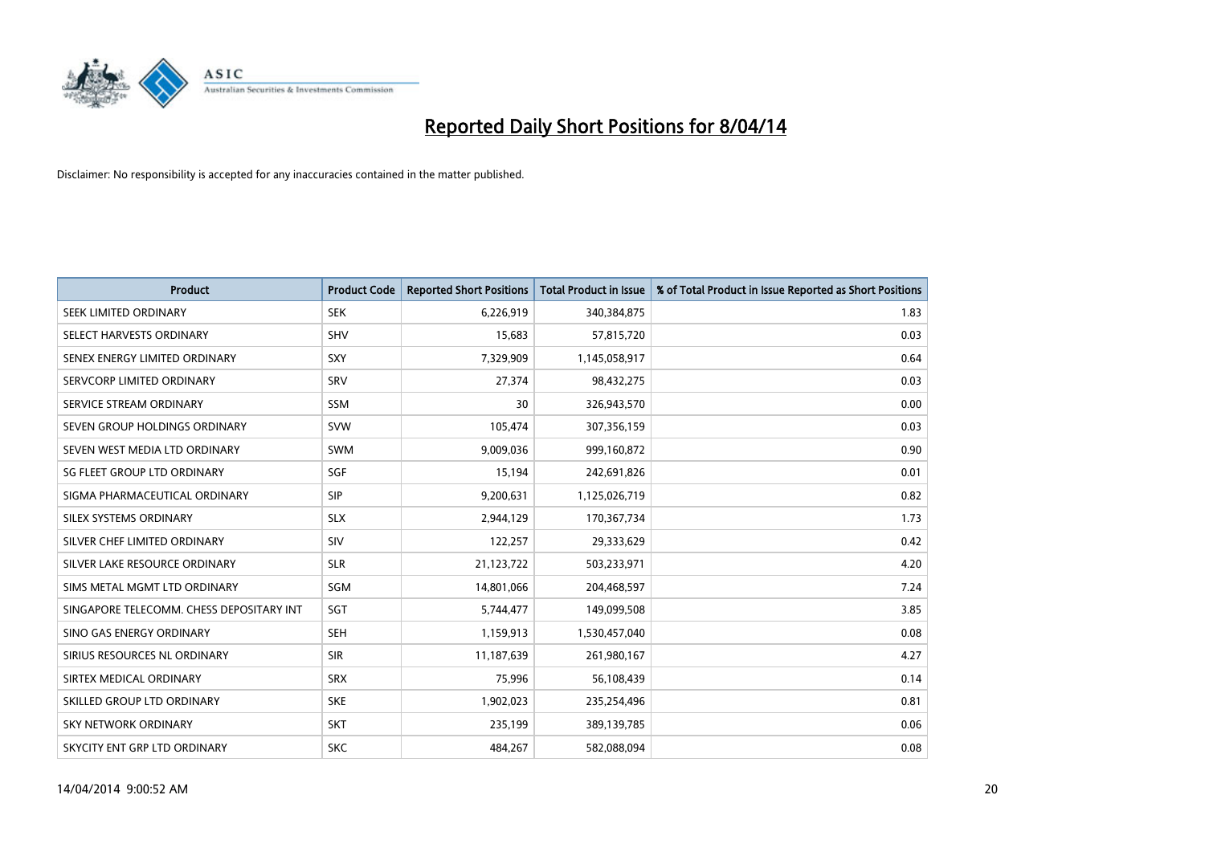# Reported Daily Short Positions for 8/04/14

Disclaimer: No responsibility is accepted for any inaccuracies contained in the matter published.

| Product | Product Code | Reported Short Positions | Total Product in Issue | % of Total Product in Issue Reported as Short Positions |
|---|---|---|---|---|
| SEEK LIMITED ORDINARY | SEK | 6,226,919 | 340,384,875 | 1.83 |
| SELECT HARVESTS ORDINARY | SHV | 15,683 | 57,815,720 | 0.03 |
| SENEX ENERGY LIMITED ORDINARY | SXY | 7,329,909 | 1,145,058,917 | 0.64 |
| SERVCORP LIMITED ORDINARY | SRV | 27,374 | 98,432,275 | 0.03 |
| SERVICE STREAM ORDINARY | SSM | 30 | 326,943,570 | 0.00 |
| SEVEN GROUP HOLDINGS ORDINARY | SVW | 105,474 | 307,356,159 | 0.03 |
| SEVEN WEST MEDIA LTD ORDINARY | SWM | 9,009,036 | 999,160,872 | 0.90 |
| SG FLEET GROUP LTD ORDINARY | SGF | 15,194 | 242,691,826 | 0.01 |
| SIGMA PHARMACEUTICAL ORDINARY | SIP | 9,200,631 | 1,125,026,719 | 0.82 |
| SILEX SYSTEMS ORDINARY | SLX | 2,944,129 | 170,367,734 | 1.73 |
| SILVER CHEF LIMITED ORDINARY | SIV | 122,257 | 29,333,629 | 0.42 |
| SILVER LAKE RESOURCE ORDINARY | SLR | 21,123,722 | 503,233,971 | 4.20 |
| SIMS METAL MGMT LTD ORDINARY | SGM | 14,801,066 | 204,468,597 | 7.24 |
| SINGAPORE TELECOMM. CHESS DEPOSITARY INT | SGT | 5,744,477 | 149,099,508 | 3.85 |
| SINO GAS ENERGY ORDINARY | SEH | 1,159,913 | 1,530,457,040 | 0.08 |
| SIRIUS RESOURCES NL ORDINARY | SIR | 11,187,639 | 261,980,167 | 4.27 |
| SIRTEX MEDICAL ORDINARY | SRX | 75,996 | 56,108,439 | 0.14 |
| SKILLED GROUP LTD ORDINARY | SKE | 1,902,023 | 235,254,496 | 0.81 |
| SKY NETWORK ORDINARY | SKT | 235,199 | 389,139,785 | 0.06 |
| SKYCITY ENT GRP LTD ORDINARY | SKC | 484,267 | 582,088,094 | 0.08 |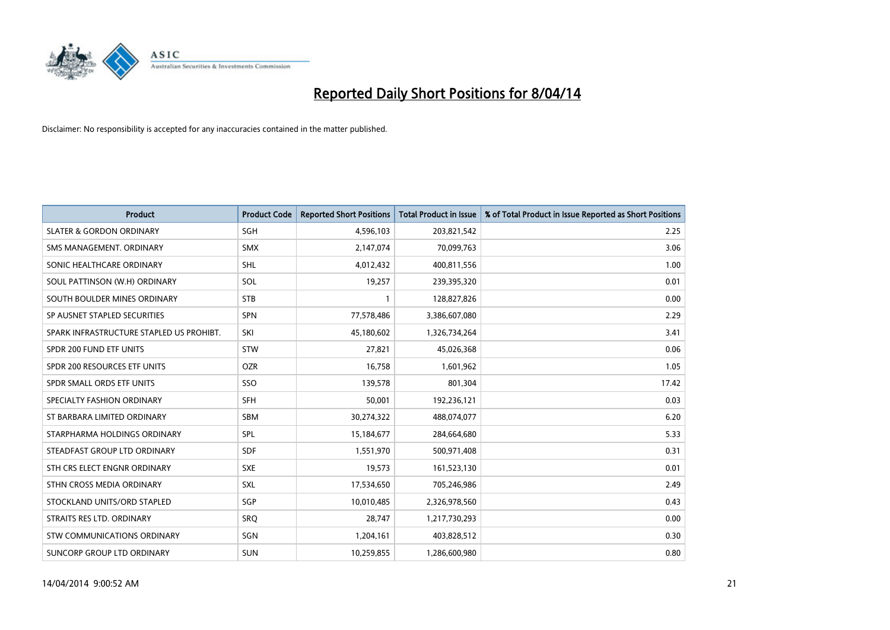# Reported Daily Short Positions for 8/04/14

Disclaimer: No responsibility is accepted for any inaccuracies contained in the matter published.

| Product | Product Code | Reported Short Positions | Total Product in Issue | % of Total Product in Issue Reported as Short Positions |
| --- | --- | --- | --- | --- |
| SLATER & GORDON ORDINARY | SGH | 4,596,103 | 203,821,542 | 2.25 |
| SMS MANAGEMENT. ORDINARY | SMX | 2,147,074 | 70,099,763 | 3.06 |
| SONIC HEALTHCARE ORDINARY | SHL | 4,012,432 | 400,811,556 | 1.00 |
| SOUL PATTINSON (W.H) ORDINARY | SOL | 19,257 | 239,395,320 | 0.01 |
| SOUTH BOULDER MINES ORDINARY | STB | 1 | 128,827,826 | 0.00 |
| SP AUSNET STAPLED SECURITIES | SPN | 77,578,486 | 3,386,607,080 | 2.29 |
| SPARK INFRASTRUCTURE STAPLED US PROHIBT. | SKI | 45,180,602 | 1,326,734,264 | 3.41 |
| SPDR 200 FUND ETF UNITS | STW | 27,821 | 45,026,368 | 0.06 |
| SPDR 200 RESOURCES ETF UNITS | OZR | 16,758 | 1,601,962 | 1.05 |
| SPDR SMALL ORDS ETF UNITS | SSO | 139,578 | 801,304 | 17.42 |
| SPECIALTY FASHION ORDINARY | SFH | 50,001 | 192,236,121 | 0.03 |
| ST BARBARA LIMITED ORDINARY | SBM | 30,274,322 | 488,074,077 | 6.20 |
| STARPHARMA HOLDINGS ORDINARY | SPL | 15,184,677 | 284,664,680 | 5.33 |
| STEADFAST GROUP LTD ORDINARY | SDF | 1,551,970 | 500,971,408 | 0.31 |
| STH CRS ELECT ENGNR ORDINARY | SXE | 19,573 | 161,523,130 | 0.01 |
| STHN CROSS MEDIA ORDINARY | SXL | 17,534,650 | 705,246,986 | 2.49 |
| STOCKLAND UNITS/ORD STAPLED | SGP | 10,010,485 | 2,326,978,560 | 0.43 |
| STRAITS RES LTD. ORDINARY | SRQ | 28,747 | 1,217,730,293 | 0.00 |
| STW COMMUNICATIONS ORDINARY | SGN | 1,204,161 | 403,828,512 | 0.30 |
| SUNCORP GROUP LTD ORDINARY | SUN | 10,259,855 | 1,286,600,980 | 0.80 |

14/04/2014 9:00:52 AM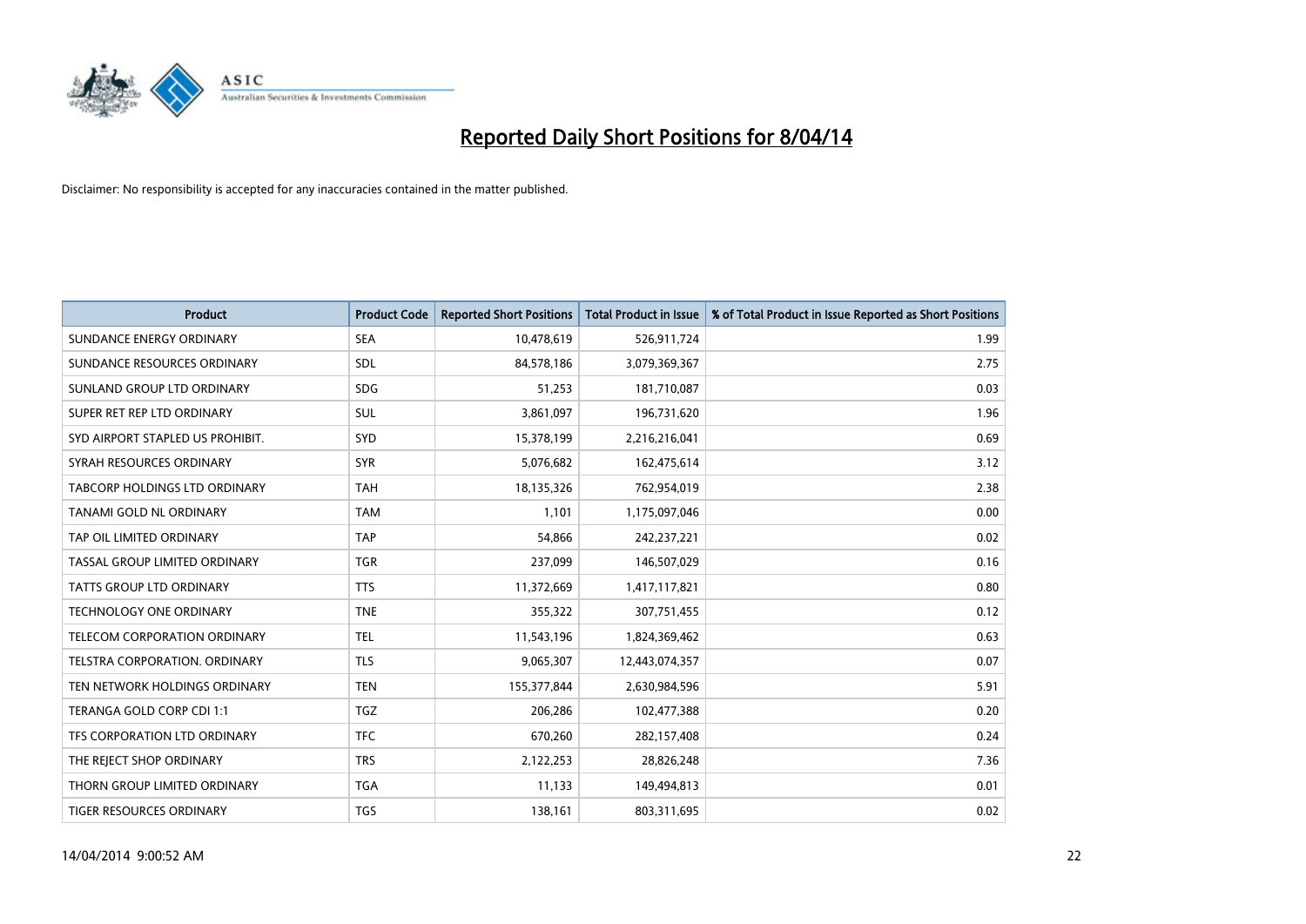# Reported Daily Short Positions for 8/04/14

Disclaimer: No responsibility is accepted for any inaccuracies contained in the matter published.

| Product | Product Code | Reported Short Positions | Total Product in Issue | % of Total Product in Issue Reported as Short Positions |
|---|---|---|---|---|
| SUNDANCE ENERGY ORDINARY | SEA | 10,478,619 | 526,911,724 | 1.99 |
| SUNDANCE RESOURCES ORDINARY | SDL | 84,578,186 | 3,079,369,367 | 2.75 |
| SUNLAND GROUP LTD ORDINARY | SDG | 51,253 | 181,710,087 | 0.03 |
| SUPER RET REP LTD ORDINARY | SUL | 3,861,097 | 196,731,620 | 1.96 |
| SYD AIRPORT STAPLED US PROHIBIT. | SYD | 15,378,199 | 2,216,216,041 | 0.69 |
| SYRAH RESOURCES ORDINARY | SYR | 5,076,682 | 162,475,614 | 3.12 |
| TABCORP HOLDINGS LTD ORDINARY | TAH | 18,135,326 | 762,954,019 | 2.38 |
| TANAMI GOLD NL ORDINARY | TAM | 1,101 | 1,175,097,046 | 0.00 |
| TAP OIL LIMITED ORDINARY | TAP | 54,866 | 242,237,221 | 0.02 |
| TASSAL GROUP LIMITED ORDINARY | TGR | 237,099 | 146,507,029 | 0.16 |
| TATTS GROUP LTD ORDINARY | TTS | 11,372,669 | 1,417,117,821 | 0.80 |
| TECHNOLOGY ONE ORDINARY | TNE | 355,322 | 307,751,455 | 0.12 |
| TELECOM CORPORATION ORDINARY | TEL | 11,543,196 | 1,824,369,462 | 0.63 |
| TELSTRA CORPORATION. ORDINARY | TLS | 9,065,307 | 12,443,074,357 | 0.07 |
| TEN NETWORK HOLDINGS ORDINARY | TEN | 155,377,844 | 2,630,984,596 | 5.91 |
| TERANGA GOLD CORP CDI 1:1 | TGZ | 206,286 | 102,477,388 | 0.20 |
| TFS CORPORATION LTD ORDINARY | TFC | 670,260 | 282,157,408 | 0.24 |
| THE REJECT SHOP ORDINARY | TRS | 2,122,253 | 28,826,248 | 7.36 |
| THORN GROUP LIMITED ORDINARY | TGA | 11,133 | 149,494,813 | 0.01 |
| TIGER RESOURCES ORDINARY | TGS | 138,161 | 803,311,695 | 0.02 |

14/04/2014 9:00:52 AM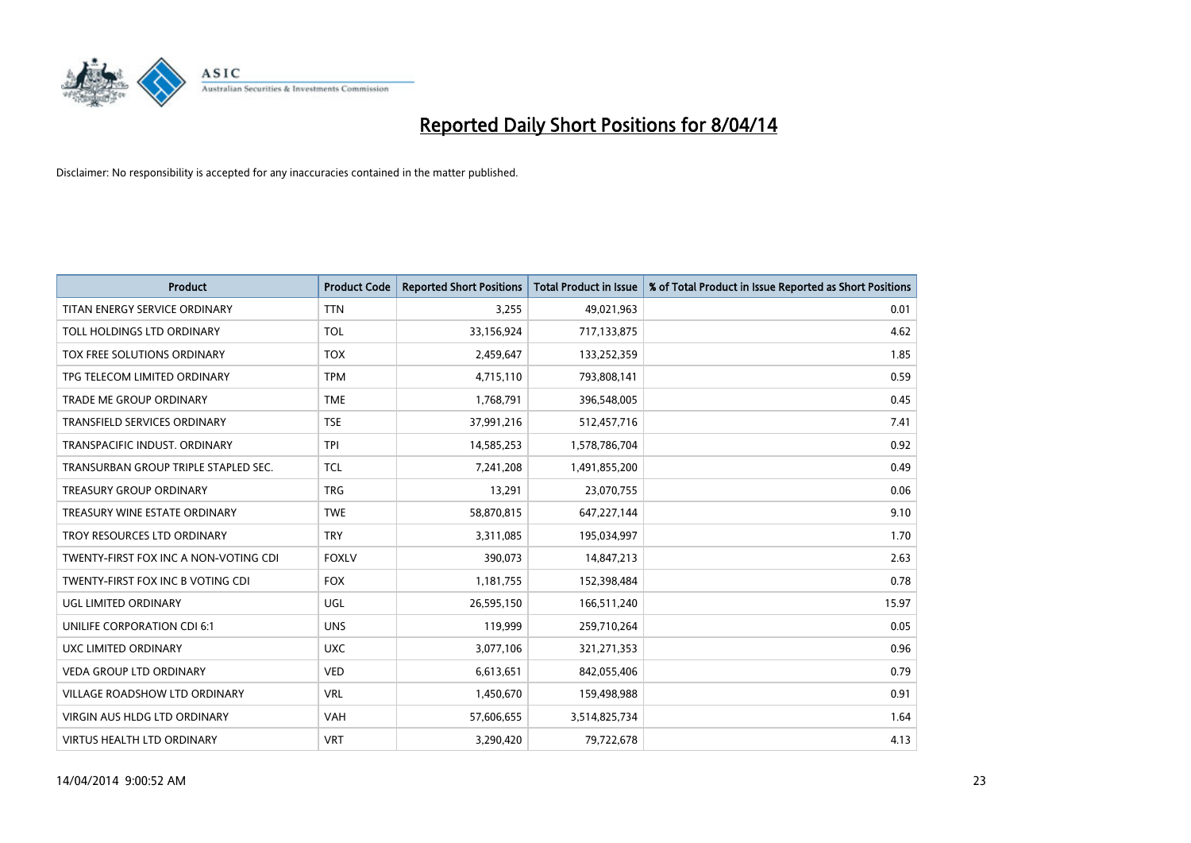# Reported Daily Short Positions for 8/04/14

Disclaimer: No responsibility is accepted for any inaccuracies contained in the matter published.

| Product | Product Code | Reported Short Positions | Total Product in Issue | % of Total Product in Issue Reported as Short Positions |
|---|---|---|---|---|
| TITAN ENERGY SERVICE ORDINARY | TTN | 3,255 | 49,021,963 | 0.01 |
| TOLL HOLDINGS LTD ORDINARY | TOL | 33,156,924 | 717,133,875 | 4.62 |
| TOX FREE SOLUTIONS ORDINARY | TOX | 2,459,647 | 133,252,359 | 1.85 |
| TPG TELECOM LIMITED ORDINARY | TPM | 4,715,110 | 793,808,141 | 0.59 |
| TRADE ME GROUP ORDINARY | TME | 1,768,791 | 396,548,005 | 0.45 |
| TRANSFIELD SERVICES ORDINARY | TSE | 37,991,216 | 512,457,716 | 7.41 |
| TRANSPACIFIC INDUST. ORDINARY | TPI | 14,585,253 | 1,578,786,704 | 0.92 |
| TRANSURBAN GROUP TRIPLE STAPLED SEC. | TCL | 7,241,208 | 1,491,855,200 | 0.49 |
| TREASURY GROUP ORDINARY | TRG | 13,291 | 23,070,755 | 0.06 |
| TREASURY WINE ESTATE ORDINARY | TWE | 58,870,815 | 647,227,144 | 9.10 |
| TROY RESOURCES LTD ORDINARY | TRY | 3,311,085 | 195,034,997 | 1.70 |
| TWENTY-FIRST FOX INC A NON-VOTING CDI | FOXLV | 390,073 | 14,847,213 | 2.63 |
| TWENTY-FIRST FOX INC B VOTING CDI | FOX | 1,181,755 | 152,398,484 | 0.78 |
| UGL LIMITED ORDINARY | UGL | 26,595,150 | 166,511,240 | 15.97 |
| UNILIFE CORPORATION CDI 6:1 | UNS | 119,999 | 259,710,264 | 0.05 |
| UXC LIMITED ORDINARY | UXC | 3,077,106 | 321,271,353 | 0.96 |
| VEDA GROUP LTD ORDINARY | VED | 6,613,651 | 842,055,406 | 0.79 |
| VILLAGE ROADSHOW LTD ORDINARY | VRL | 1,450,670 | 159,498,988 | 0.91 |
| VIRGIN AUS HLDG LTD ORDINARY | VAH | 57,606,655 | 3,514,825,734 | 1.64 |
| VIRTUS HEALTH LTD ORDINARY | VRT | 3,290,420 | 79,722,678 | 4.13 |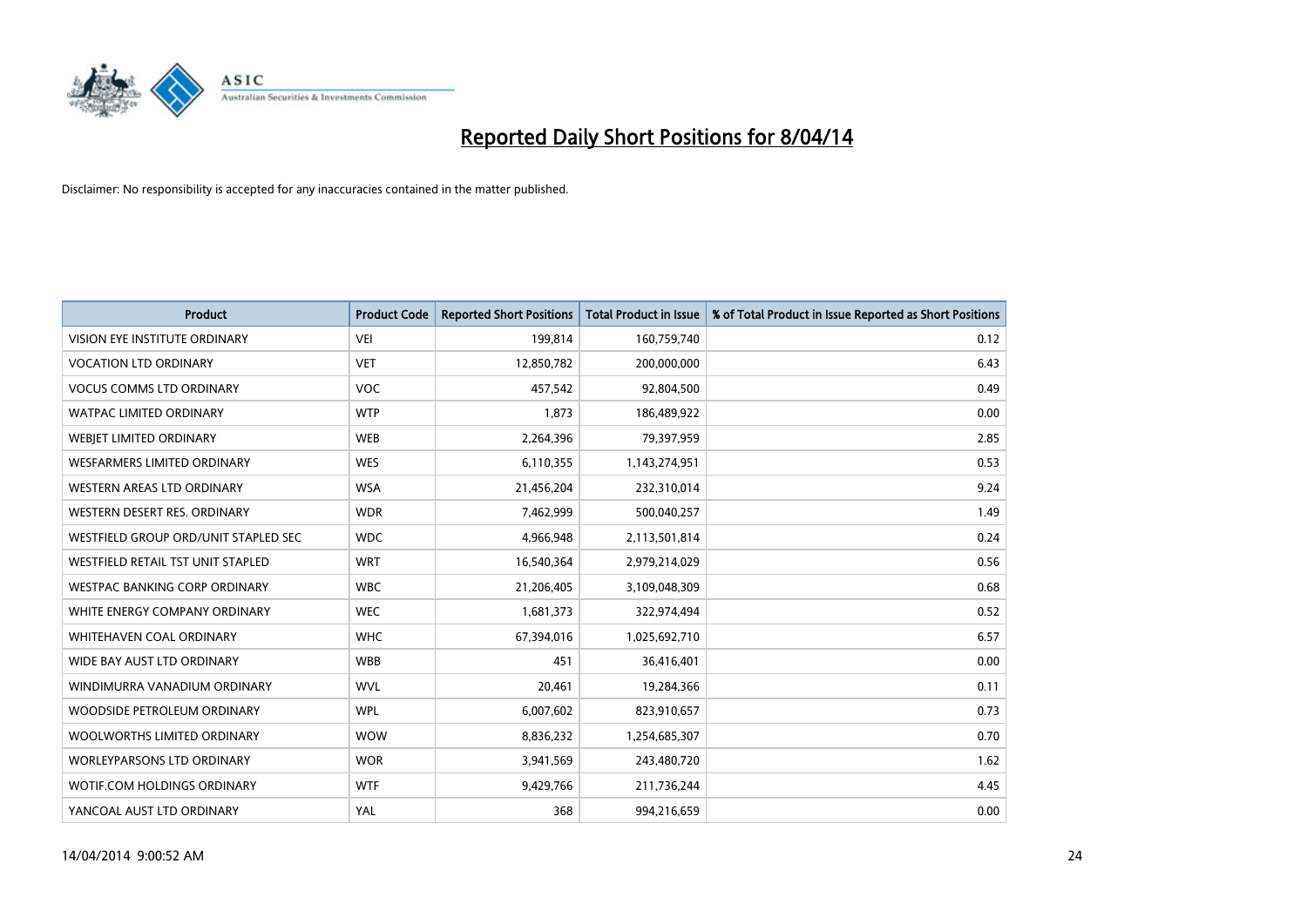# Reported Daily Short Positions for 8/04/14

Disclaimer: No responsibility is accepted for any inaccuracies contained in the matter published.

| Product | Product Code | Reported Short Positions | Total Product in Issue | % of Total Product in Issue Reported as Short Positions |
|---|---|---|---|---|
| VISION EYE INSTITUTE ORDINARY | VEI | 199,814 | 160,759,740 | 0.12 |
| VOCATION LTD ORDINARY | VET | 12,850,782 | 200,000,000 | 6.43 |
| VOCUS COMMS LTD ORDINARY | VOC | 457,542 | 92,804,500 | 0.49 |
| WATPAC LIMITED ORDINARY | WTP | 1,873 | 186,489,922 | 0.00 |
| WEBJET LIMITED ORDINARY | WEB | 2,264,396 | 79,397,959 | 2.85 |
| WESFARMERS LIMITED ORDINARY | WES | 6,110,355 | 1,143,274,951 | 0.53 |
| WESTERN AREAS LTD ORDINARY | WSA | 21,456,204 | 232,310,014 | 9.24 |
| WESTERN DESERT RES. ORDINARY | WDR | 7,462,999 | 500,040,257 | 1.49 |
| WESTFIELD GROUP ORD/UNIT STAPLED SEC | WDC | 4,966,948 | 2,113,501,814 | 0.24 |
| WESTFIELD RETAIL TST UNIT STAPLED | WRT | 16,540,364 | 2,979,214,029 | 0.56 |
| WESTPAC BANKING CORP ORDINARY | WBC | 21,206,405 | 3,109,048,309 | 0.68 |
| WHITE ENERGY COMPANY ORDINARY | WEC | 1,681,373 | 322,974,494 | 0.52 |
| WHITEHAVEN COAL ORDINARY | WHC | 67,394,016 | 1,025,692,710 | 6.57 |
| WIDE BAY AUST LTD ORDINARY | WBB | 451 | 36,416,401 | 0.00 |
| WINDIMURRA VANADIUM ORDINARY | WVL | 20,461 | 19,284,366 | 0.11 |
| WOODSIDE PETROLEUM ORDINARY | WPL | 6,007,602 | 823,910,657 | 0.73 |
| WOOLWORTHS LIMITED ORDINARY | WOW | 8,836,232 | 1,254,685,307 | 0.70 |
| WORLEYPARSONS LTD ORDINARY | WOR | 3,941,569 | 243,480,720 | 1.62 |
| WOTIF.COM HOLDINGS ORDINARY | WTF | 9,429,766 | 211,736,244 | 4.45 |
| YANCOAL AUST LTD ORDINARY | YAL | 368 | 994,216,659 | 0.00 |

14/04/2014 9:00:52 AM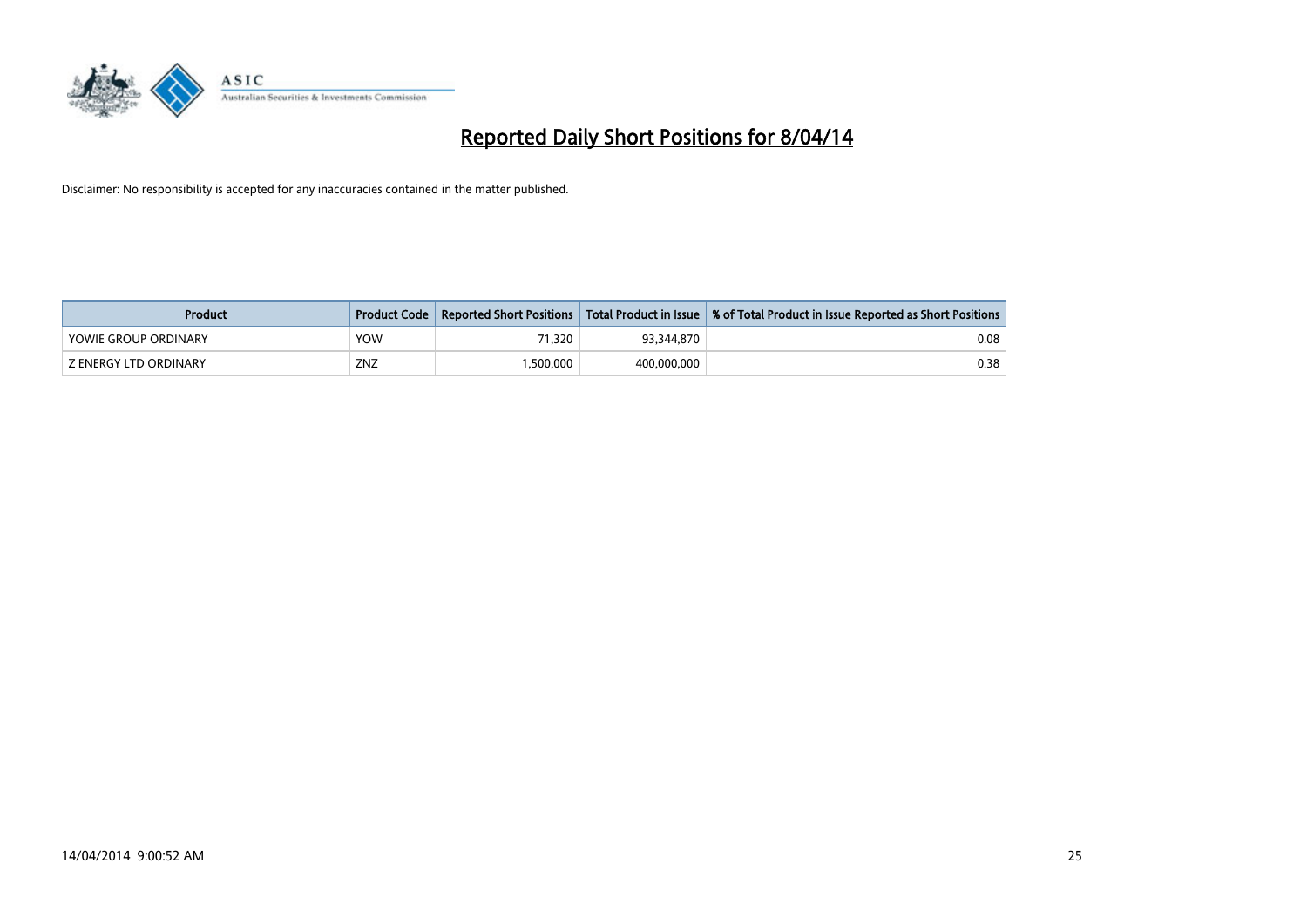# Reported Daily Short Positions for 8/04/14

Disclaimer: No responsibility is accepted for any inaccuracies contained in the matter published.

| Product | Product Code | Reported Short Positions | Total Product in Issue | % of Total Product in Issue Reported as Short Positions |
|---|---|---|---|---|
| YOWIE GROUP ORDINARY | YOW | 71,320 | 93,344,870 | 0.08 |
| Z ENERGY LTD ORDINARY | ZNZ | 1,500,000 | 400,000,000 | 0.38 |

14/04/2014 9:00:52 AM